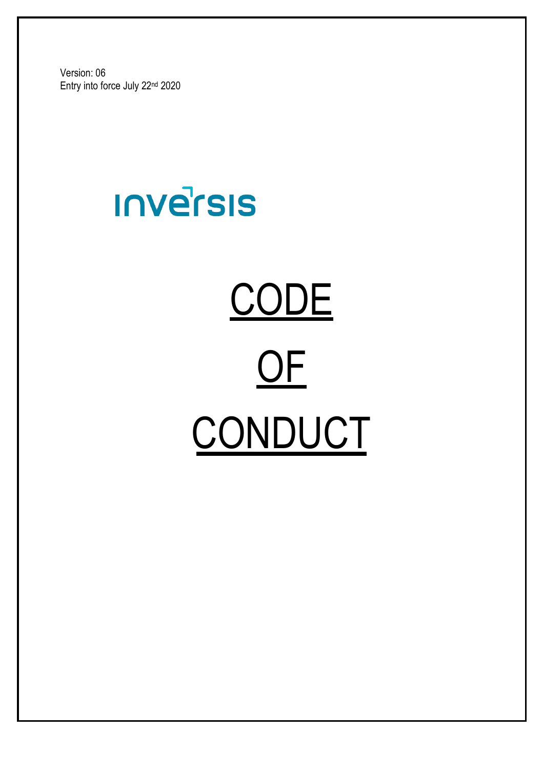Version: 06

Entry into force July 22nd 2020

inversis

# CODE OF CONDUCT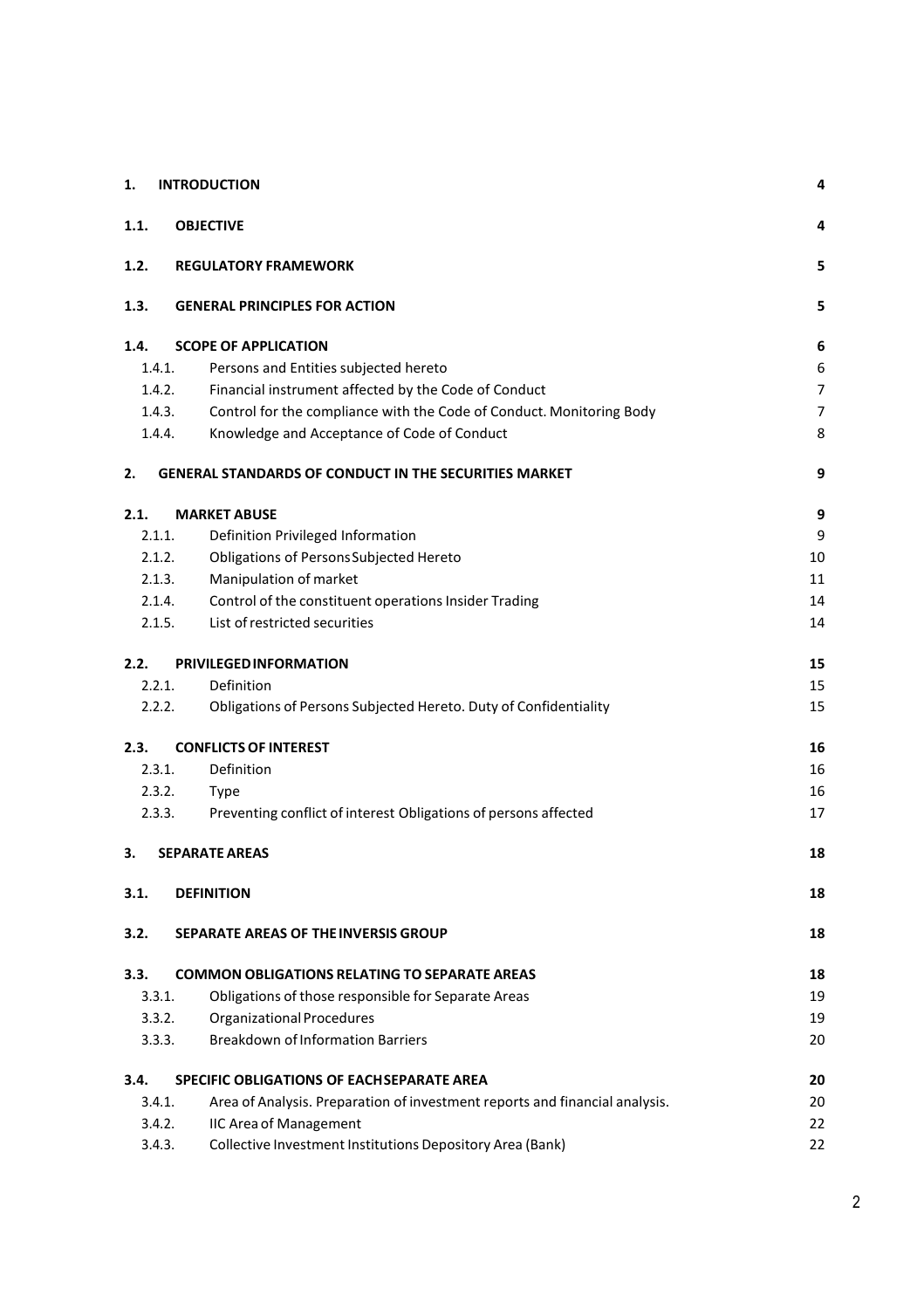| | | |
|---|---|---|
| **1.** | **INTRODUCTION** | **4** |
| **1.1.** | **OBJECTIVE** | **4** |
| **1.2.** | **REGULATORY FRAMEWORK** | **5** |
| **1.3.** | **GENERAL PRINCIPLES FOR ACTION** | **5** |
| **1.4.** | **SCOPE OF APPLICATION** | **6** |
| 1.4.1. | Persons and Entities subjected hereto | 6 |
| 1.4.2. | Financial instrument affected by the Code of Conduct | 7 |
| 1.4.3. | Control for the compliance with the Code of Conduct. Monitoring Body | 7 |
| 1.4.4. | Knowledge and Acceptance of Code of Conduct | 8 |
| **2.** | **GENERAL STANDARDS OF CONDUCT IN THE SECURITIES MARKET** | **9** |
| **2.1.** | **MARKET ABUSE** | **9** |
| 2.1.1. | Definition Privileged Information | 9 |
| 2.1.2. | Obligations of Persons Subjected Hereto | 10 |
| 2.1.3. | Manipulation of market | 11 |
| 2.1.4. | Control of the constituent operations Insider Trading | 14 |
| 2.1.5. | List of restricted securities | 14 |
| **2.2.** | **PRIVILEGED INFORMATION** | **15** |
| 2.2.1. | Definition | 15 |
| 2.2.2. | Obligations of Persons Subjected Hereto. Duty of Confidentiality | 15 |
| **2.3.** | **CONFLICTS OF INTEREST** | **16** |
| 2.3.1. | Definition | 16 |
| 2.3.2. | Type | 16 |
| 2.3.3. | Preventing conflict of interest Obligations of persons affected | 17 |
| **3.** | **SEPARATE AREAS** | **18** |
| **3.1.** | **DEFINITION** | **18** |
| **3.2.** | **SEPARATE AREAS OF THE INVERSIS GROUP** | **18** |
| **3.3.** | **COMMON OBLIGATIONS RELATING TO SEPARATE AREAS** | **18** |
| 3.3.1. | Obligations of those responsible for Separate Areas | 19 |
| 3.3.2. | Organizational Procedures | 19 |
| 3.3.3. | Breakdown of Information Barriers | 20 |
| **3.4.** | **SPECIFIC OBLIGATIONS OF EACH SEPARATE AREA** | **20** |
| 3.4.1. | Area of Analysis. Preparation of investment reports and financial analysis. | 20 |
| 3.4.2. | IIC Area of Management | 22 |
| 3.4.3. | Collective Investment Institutions Depository Area (Bank) | 22 |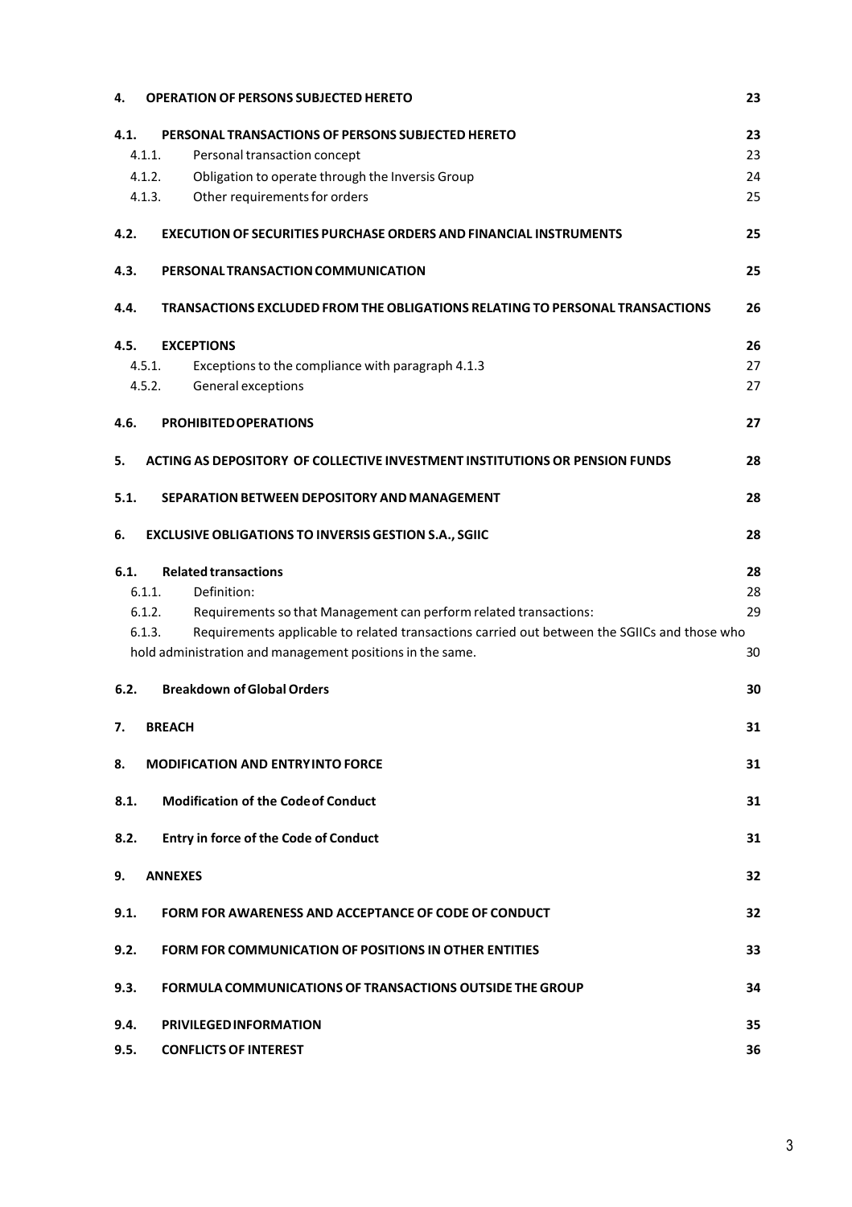| | |
|---|---|
| **4. OPERATION OF PERSONS SUBJECTED HERETO** | **23** |
| **4.1. PERSONAL TRANSACTIONS OF PERSONS SUBJECTED HERETO** | **23** |
| 4.1.1. Personal transaction concept | 23 |
| 4.1.2. Obligation to operate through the Inversis Group | 24 |
| 4.1.3. Other requirements for orders | 25 |
| **4.2. EXECUTION OF SECURITIES PURCHASE ORDERS AND FINANCIAL INSTRUMENTS** | **25** |
| **4.3. PERSONAL TRANSACTION COMMUNICATION** | **25** |
| **4.4. TRANSACTIONS EXCLUDED FROM THE OBLIGATIONS RELATING TO PERSONAL TRANSACTIONS** | **26** |
| **4.5. EXCEPTIONS** | **26** |
| 4.5.1. Exceptions to the compliance with paragraph 4.1.3 | 27 |
| 4.5.2. General exceptions | 27 |
| **4.6. PROHIBITED OPERATIONS** | **27** |
| **5. ACTING AS DEPOSITORY OF COLLECTIVE INVESTMENT INSTITUTIONS OR PENSION FUNDS** | **28** |
| **5.1. SEPARATION BETWEEN DEPOSITORY AND MANAGEMENT** | **28** |
| **6. EXCLUSIVE OBLIGATIONS TO INVERSIS GESTION S.A., SGIIC** | **28** |
| **6.1. Related transactions** | **28** |
| 6.1.1. Definition: | 28 |
| 6.1.2. Requirements so that Management can perform related transactions: | 29 |
| 6.1.3. Requirements applicable to related transactions carried out between the SGIICs and those who hold administration and management positions in the same. | 30 |
| **6.2. Breakdown of Global Orders** | **30** |
| **7. BREACH** | **31** |
| **8. MODIFICATION AND ENTRY INTO FORCE** | **31** |
| **8.1. Modification of the Code of Conduct** | **31** |
| **8.2. Entry in force of the Code of Conduct** | **31** |
| **9. ANNEXES** | **32** |
| **9.1. FORM FOR AWARENESS AND ACCEPTANCE OF CODE OF CONDUCT** | **32** |
| **9.2. FORM FOR COMMUNICATION OF POSITIONS IN OTHER ENTITIES** | **33** |
| **9.3. FORMULA COMMUNICATIONS OF TRANSACTIONS OUTSIDE THE GROUP** | **34** |
| **9.4. PRIVILEGED INFORMATION** | **35** |
| **9.5. CONFLICTS OF INTEREST** | **36** |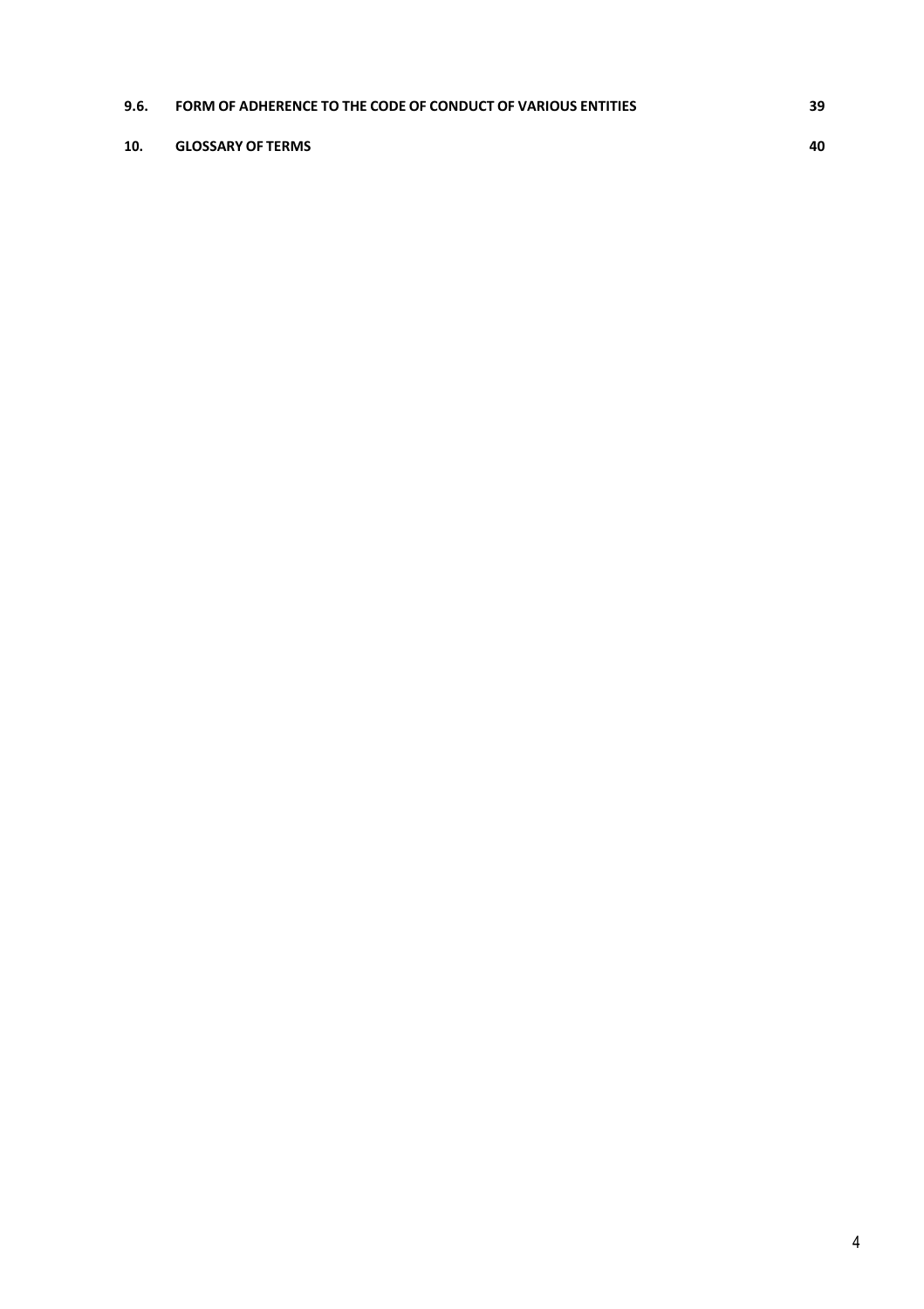| | | |
|---|---|---|
| **9.6.** | **FORM OF ADHERENCE TO THE CODE OF CONDUCT OF VARIOUS ENTITIES** | **39** |
| **10.** | **GLOSSARY OF TERMS** | **40** |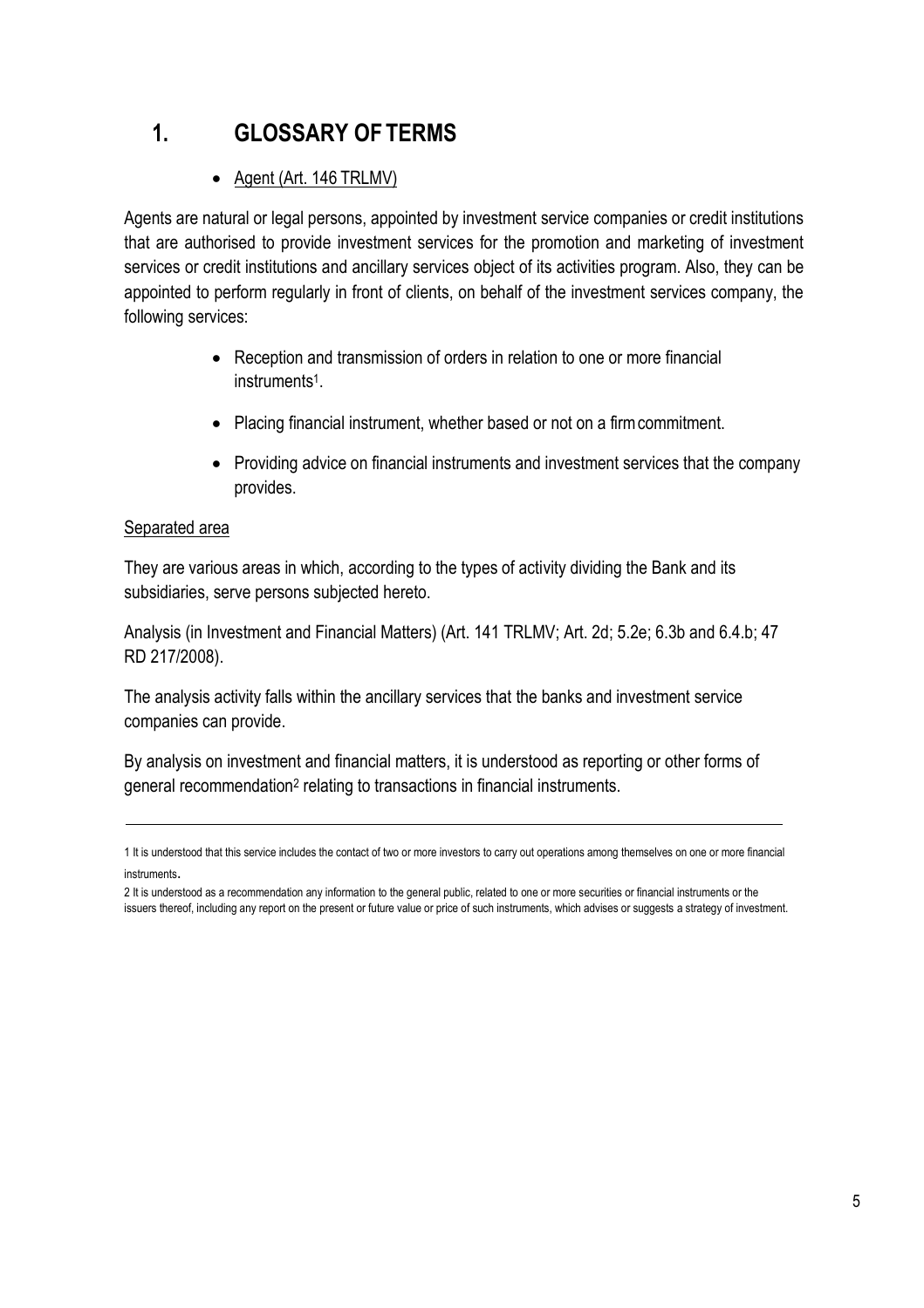# 1. GLOSSARY OF TERMS

- Agent (Art. 146 TRLMV)

Agents are natural or legal persons, appointed by investment service companies or credit institutions that are authorised to provide investment services for the promotion and marketing of investment services or credit institutions and ancillary services object of its activities program. Also, they can be appointed to perform regularly in front of clients, on behalf of the investment services company, the following services:

- Reception and transmission of orders in relation to one or more financial instruments[1].
- Placing financial instrument, whether based or not on a firm commitment.
- Providing advice on financial instruments and investment services that the company provides.

Separated area

They are various areas in which, according to the types of activity dividing the Bank and its subsidiaries, serve persons subjected hereto.

Analysis (in Investment and Financial Matters) (Art. 141 TRLMV; Art. 2d; 5.2e; 6.3b and 6.4.b; 47 RD 217/2008).

The analysis activity falls within the ancillary services that the banks and investment service companies can provide.

By analysis on investment and financial matters, it is understood as reporting or other forms of general recommendation[2] relating to transactions in financial instruments.

---

1 It is understood that this service includes the contact of two or more investors to carry out operations among themselves on one or more financial instruments.

2 It is understood as a recommendation any information to the general public, related to one or more securities or financial instruments or the issuers thereof, including any report on the present or future value or price of such instruments, which advises or suggests a strategy of investment.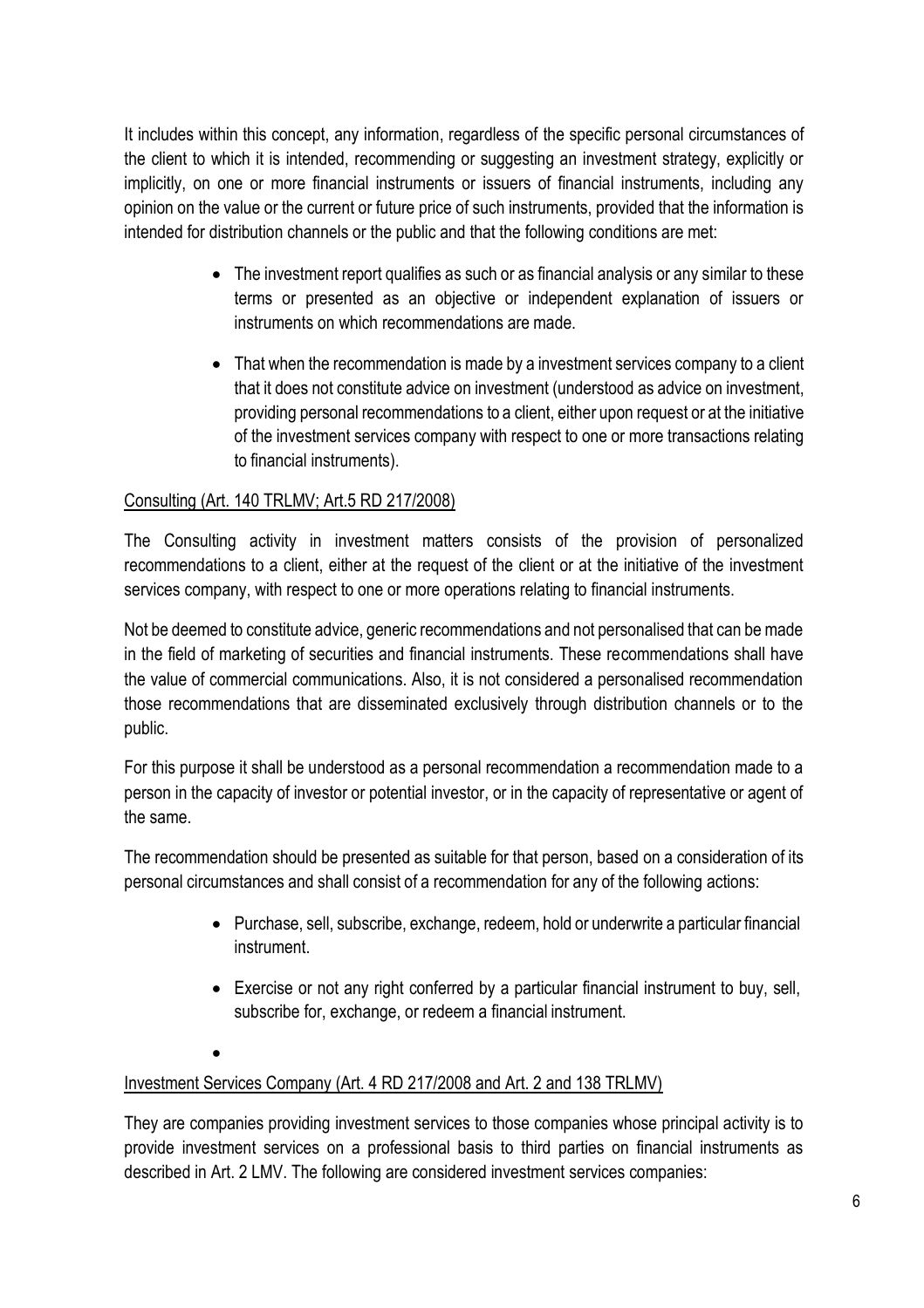It includes within this concept, any information, regardless of the specific personal circumstances of the client to which it is intended, recommending or suggesting an investment strategy, explicitly or implicitly, on one or more financial instruments or issuers of financial instruments, including any opinion on the value or the current or future price of such instruments, provided that the information is intended for distribution channels or the public and that the following conditions are met:

- The investment report qualifies as such or as financial analysis or any similar to these terms or presented as an objective or independent explanation of issuers or instruments on which recommendations are made.
- That when the recommendation is made by a investment services company to a client that it does not constitute advice on investment (understood as advice on investment, providing personal recommendations to a client, either upon request or at the initiative of the investment services company with respect to one or more transactions relating to financial instruments).

Consulting (Art. 140 TRLMV; Art.5 RD 217/2008)

The Consulting activity in investment matters consists of the provision of personalized recommendations to a client, either at the request of the client or at the initiative of the investment services company, with respect to one or more operations relating to financial instruments.

Not be deemed to constitute advice, generic recommendations and not personalised that can be made in the field of marketing of securities and financial instruments. These recommendations shall have the value of commercial communications. Also, it is not considered a personalised recommendation those recommendations that are disseminated exclusively through distribution channels or to the public.

For this purpose it shall be understood as a personal recommendation a recommendation made to a person in the capacity of investor or potential investor, or in the capacity of representative or agent of the same.

The recommendation should be presented as suitable for that person, based on a consideration of its personal circumstances and shall consist of a recommendation for any of the following actions:

- Purchase, sell, subscribe, exchange, redeem, hold or underwrite a particular financial instrument.
- Exercise or not any right conferred by a particular financial instrument to buy, sell, subscribe for, exchange, or redeem a financial instrument.
- 

Investment Services Company (Art. 4 RD 217/2008 and Art. 2 and 138 TRLMV)

They are companies providing investment services to those companies whose principal activity is to provide investment services on a professional basis to third parties on financial instruments as described in Art. 2 LMV. The following are considered investment services companies: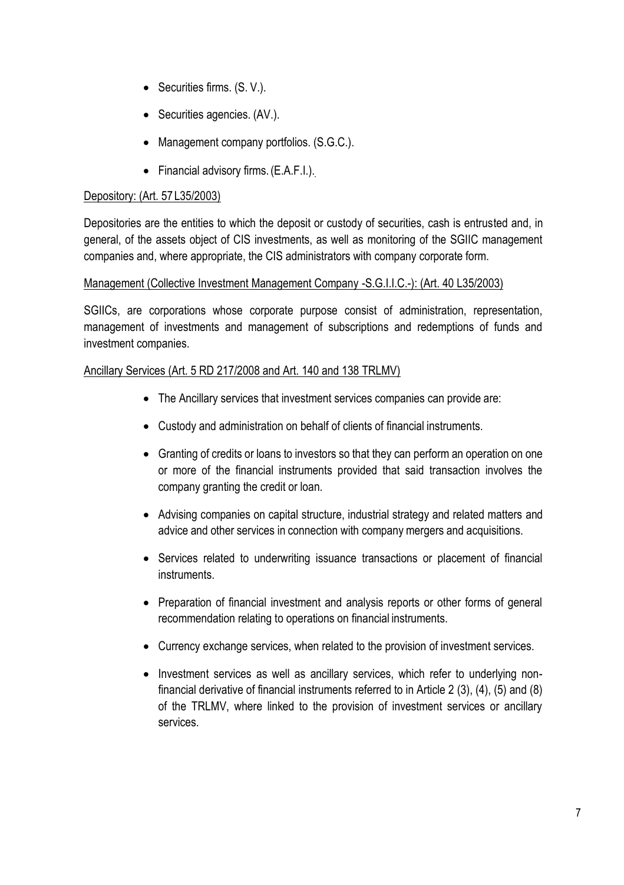- Securities firms. (S. V.).
- Securities agencies. (AV.).
- Management company portfolios. (S.G.C.).
- Financial advisory firms. (E.A.F.I.).

Depository: (Art. 57 L35/2003)

Depositories are the entities to which the deposit or custody of securities, cash is entrusted and, in general, of the assets object of CIS investments, as well as monitoring of the SGIIC management companies and, where appropriate, the CIS administrators with company corporate form.

Management (Collective Investment Management Company -S.G.I.I.C.-): (Art. 40 L35/2003)

SGIICs, are corporations whose corporate purpose consist of administration, representation, management of investments and management of subscriptions and redemptions of funds and investment companies.

Ancillary Services (Art. 5 RD 217/2008 and Art. 140 and 138 TRLMV)

- The Ancillary services that investment services companies can provide are:
- Custody and administration on behalf of clients of financial instruments.
- Granting of credits or loans to investors so that they can perform an operation on one or more of the financial instruments provided that said transaction involves the company granting the credit or loan.
- Advising companies on capital structure, industrial strategy and related matters and advice and other services in connection with company mergers and acquisitions.
- Services related to underwriting issuance transactions or placement of financial instruments.
- Preparation of financial investment and analysis reports or other forms of general recommendation relating to operations on financial instruments.
- Currency exchange services, when related to the provision of investment services.
- Investment services as well as ancillary services, which refer to underlying non-financial derivative of financial instruments referred to in Article 2 (3), (4), (5) and (8) of the TRLMV, where linked to the provision of investment services or ancillary services.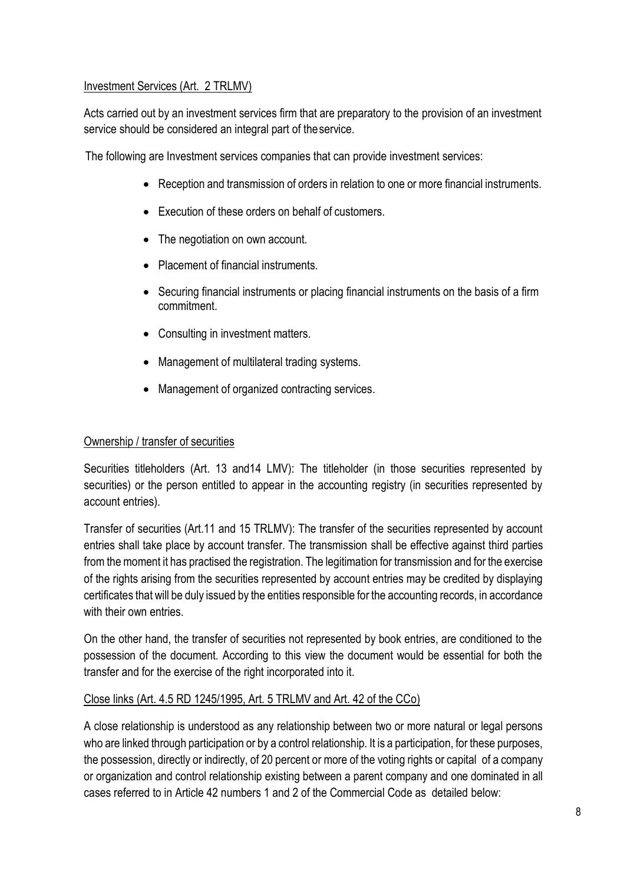Investment Services (Art. 2 TRLMV)

Acts carried out by an investment services firm that are preparatory to the provision of an investment service should be considered an integral part of the service.

The following are Investment services companies that can provide investment services:

- Reception and transmission of orders in relation to one or more financial instruments.
- Execution of these orders on behalf of customers.
- The negotiation on own account.
- Placement of financial instruments.
- Securing financial instruments or placing financial instruments on the basis of a firm commitment.
- Consulting in investment matters.
- Management of multilateral trading systems.
- Management of organized contracting services.

Ownership / transfer of securities

Securities titleholders (Art. 13 and14 LMV): The titleholder (in those securities represented by securities) or the person entitled to appear in the accounting registry (in securities represented by account entries).

Transfer of securities (Art.11 and 15 TRLMV): The transfer of the securities represented by account entries shall take place by account transfer. The transmission shall be effective against third parties from the moment it has practised the registration. The legitimation for transmission and for the exercise of the rights arising from the securities represented by account entries may be credited by displaying certificates that will be duly issued by the entities responsible for the accounting records, in accordance with their own entries.

On the other hand, the transfer of securities not represented by book entries, are conditioned to the possession of the document. According to this view the document would be essential for both the transfer and for the exercise of the right incorporated into it.

Close links (Art. 4.5 RD 1245/1995, Art. 5 TRLMV and Art. 42 of the CCo)

A close relationship is understood as any relationship between two or more natural or legal persons who are linked through participation or by a control relationship. It is a participation, for these purposes, the possession, directly or indirectly, of 20 percent or more of the voting rights or capital of a company or organization and control relationship existing between a parent company and one dominated in all cases referred to in Article 42 numbers 1 and 2 of the Commercial Code as detailed below: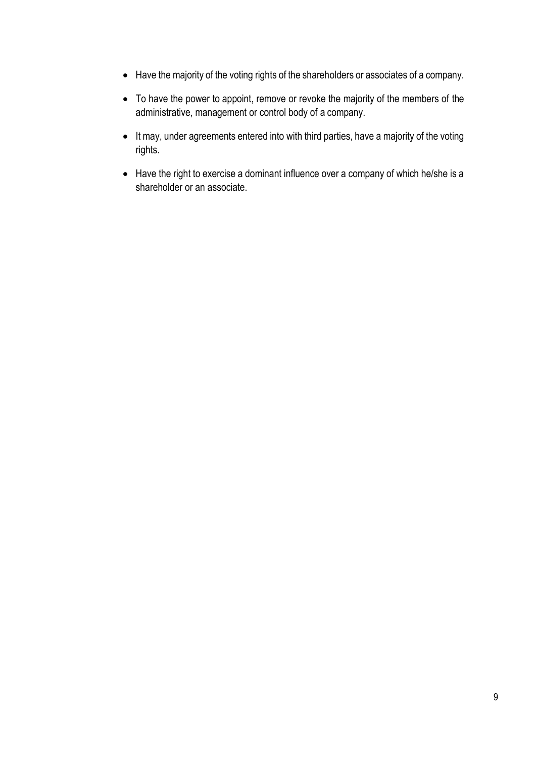- Have the majority of the voting rights of the shareholders or associates of a company.
- To have the power to appoint, remove or revoke the majority of the members of the administrative, management or control body of a company.
- It may, under agreements entered into with third parties, have a majority of the voting rights.
- Have the right to exercise a dominant influence over a company of which he/she is a shareholder or an associate.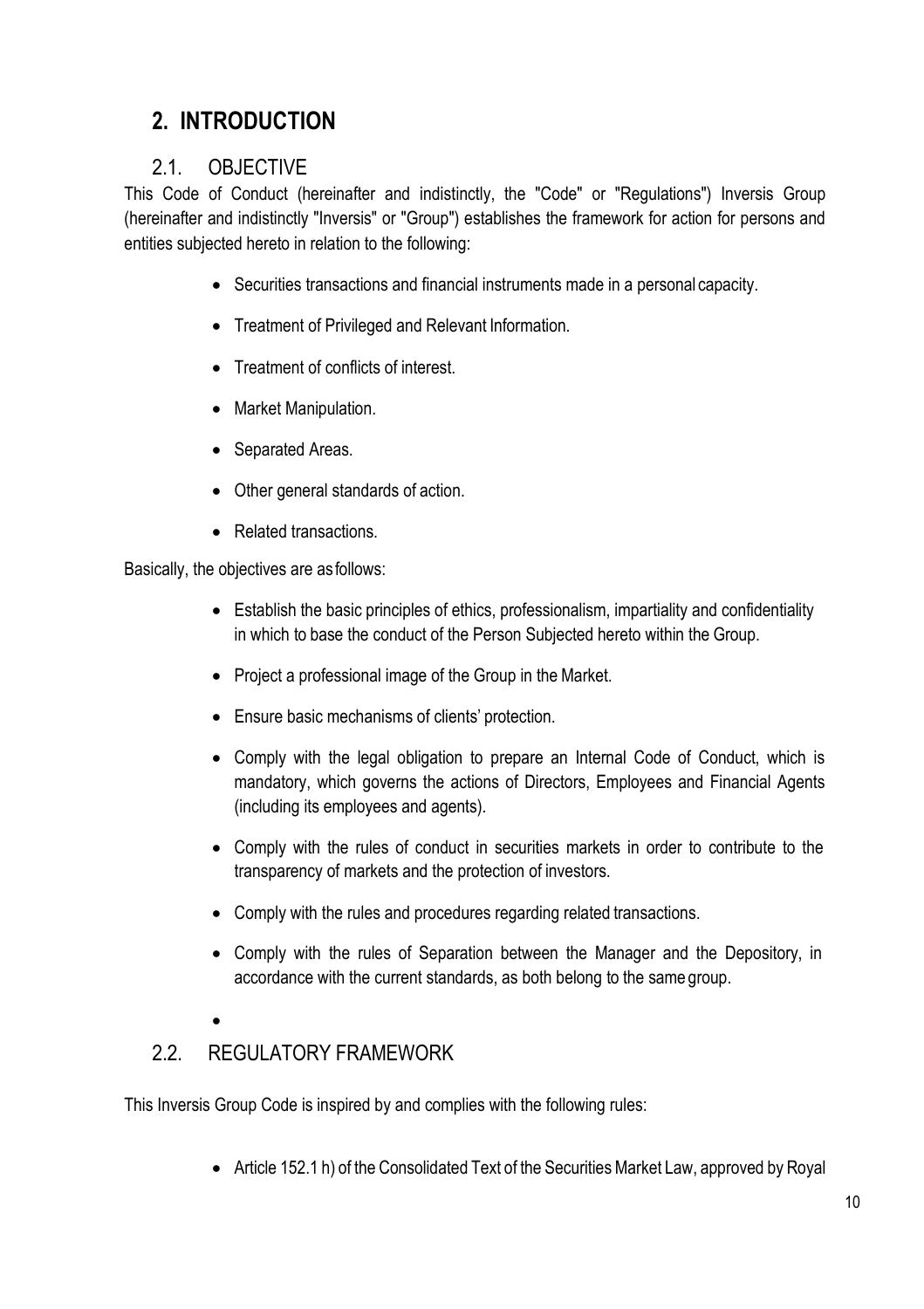## 2. INTRODUCTION

### 2.1. OBJECTIVE

This Code of Conduct (hereinafter and indistinctly, the "Code" or "Regulations") Inversis Group (hereinafter and indistinctly "Inversis" or "Group") establishes the framework for action for persons and entities subjected hereto in relation to the following:

- Securities transactions and financial instruments made in a personal capacity.
- Treatment of Privileged and Relevant Information.
- Treatment of conflicts of interest.
- Market Manipulation.
- Separated Areas.
- Other general standards of action.
- Related transactions.

Basically, the objectives are as follows:

- Establish the basic principles of ethics, professionalism, impartiality and confidentiality in which to base the conduct of the Person Subjected hereto within the Group.
- Project a professional image of the Group in the Market.
- Ensure basic mechanisms of clients' protection.
- Comply with the legal obligation to prepare an Internal Code of Conduct, which is mandatory, which governs the actions of Directors, Employees and Financial Agents (including its employees and agents).
- Comply with the rules of conduct in securities markets in order to contribute to the transparency of markets and the protection of investors.
- Comply with the rules and procedures regarding related transactions.
- Comply with the rules of Separation between the Manager and the Depository, in accordance with the current standards, as both belong to the same group.
- 

### 2.2. REGULATORY FRAMEWORK

This Inversis Group Code is inspired by and complies with the following rules:

- Article 152.1 h) of the Consolidated Text of the Securities Market Law, approved by Royal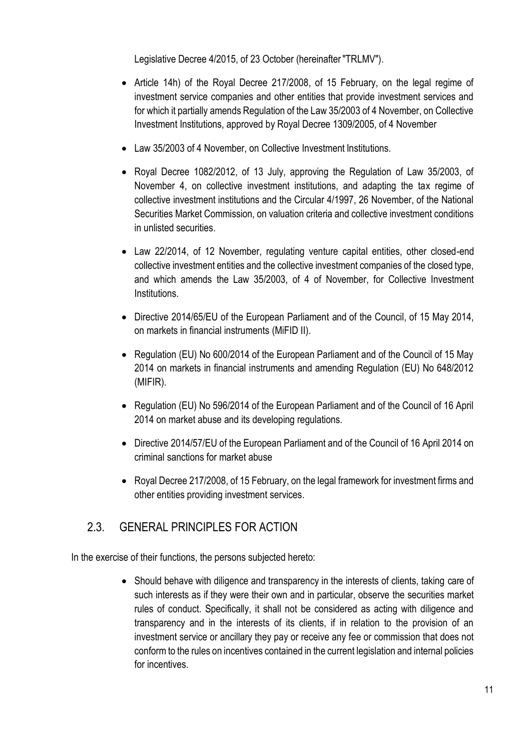Legislative Decree 4/2015, of 23 October (hereinafter "TRLMV").

- Article 14h) of the Royal Decree 217/2008, of 15 February, on the legal regime of investment service companies and other entities that provide investment services and for which it partially amends Regulation of the Law 35/2003 of 4 November, on Collective Investment Institutions, approved by Royal Decree 1309/2005, of 4 November
- Law 35/2003 of 4 November, on Collective Investment Institutions.
- Royal Decree 1082/2012, of 13 July, approving the Regulation of Law 35/2003, of November 4, on collective investment institutions, and adapting the tax regime of collective investment institutions and the Circular 4/1997, 26 November, of the National Securities Market Commission, on valuation criteria and collective investment conditions in unlisted securities.
- Law 22/2014, of 12 November, regulating venture capital entities, other closed-end collective investment entities and the collective investment companies of the closed type, and which amends the Law 35/2003, of 4 of November, for Collective Investment Institutions.
- Directive 2014/65/EU of the European Parliament and of the Council, of 15 May 2014, on markets in financial instruments (MiFID II).
- Regulation (EU) No 600/2014 of the European Parliament and of the Council of 15 May 2014 on markets in financial instruments and amending Regulation (EU) No 648/2012 (MIFIR).
- Regulation (EU) No 596/2014 of the European Parliament and of the Council of 16 April 2014 on market abuse and its developing regulations.
- Directive 2014/57/EU of the European Parliament and of the Council of 16 April 2014 on criminal sanctions for market abuse
- Royal Decree 217/2008, of 15 February, on the legal framework for investment firms and other entities providing investment services.

## 2.3. GENERAL PRINCIPLES FOR ACTION

In the exercise of their functions, the persons subjected hereto:

- Should behave with diligence and transparency in the interests of clients, taking care of such interests as if they were their own and in particular, observe the securities market rules of conduct. Specifically, it shall not be considered as acting with diligence and transparency and in the interests of its clients, if in relation to the provision of an investment service or ancillary they pay or receive any fee or commission that does not conform to the rules on incentives contained in the current legislation and internal policies for incentives.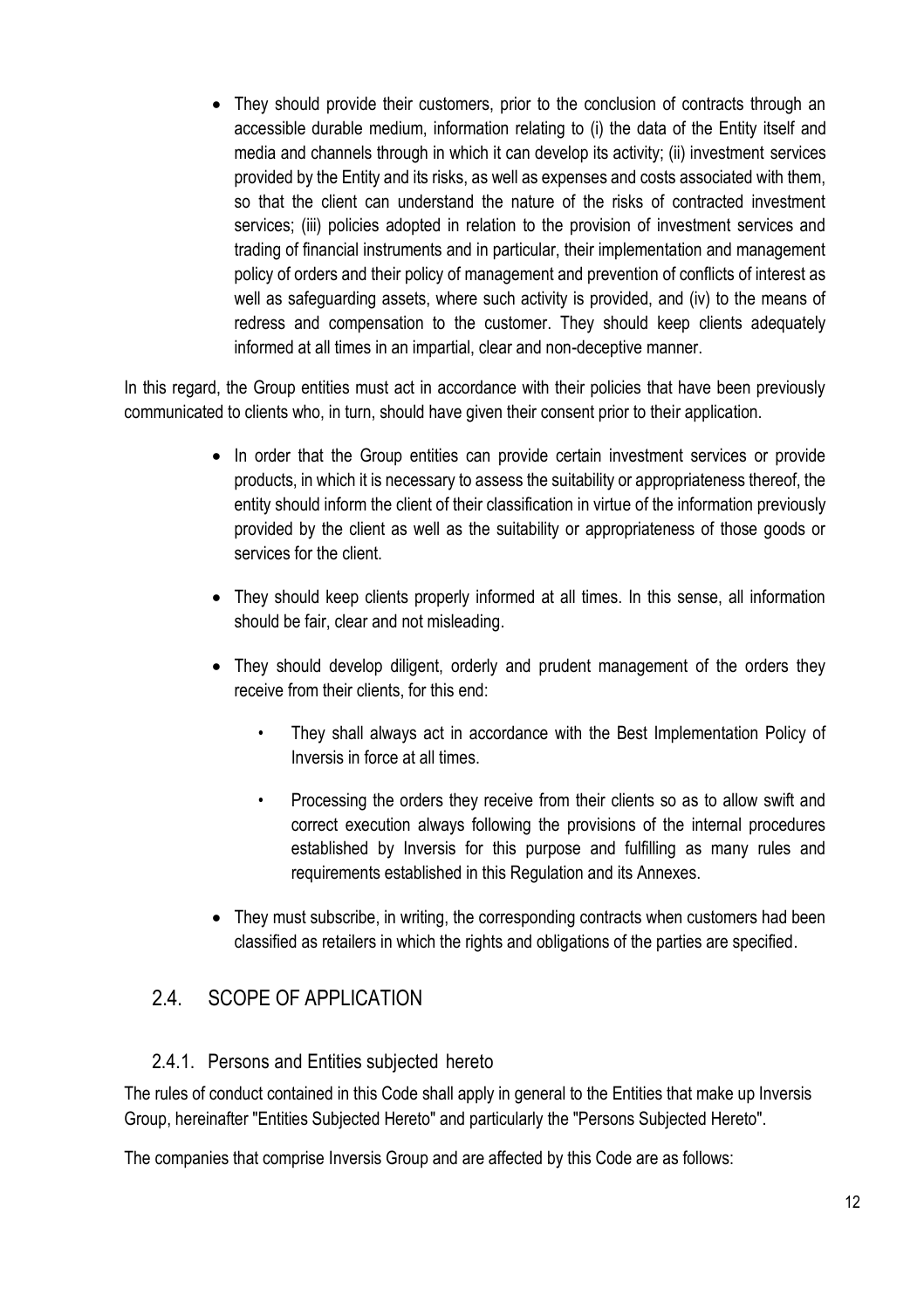- They should provide their customers, prior to the conclusion of contracts through an accessible durable medium, information relating to (i) the data of the Entity itself and media and channels through in which it can develop its activity; (ii) investment services provided by the Entity and its risks, as well as expenses and costs associated with them, so that the client can understand the nature of the risks of contracted investment services; (iii) policies adopted in relation to the provision of investment services and trading of financial instruments and in particular, their implementation and management policy of orders and their policy of management and prevention of conflicts of interest as well as safeguarding assets, where such activity is provided, and (iv) to the means of redress and compensation to the customer. They should keep clients adequately informed at all times in an impartial, clear and non-deceptive manner.

In this regard, the Group entities must act in accordance with their policies that have been previously communicated to clients who, in turn, should have given their consent prior to their application.

- In order that the Group entities can provide certain investment services or provide products, in which it is necessary to assess the suitability or appropriateness thereof, the entity should inform the client of their classification in virtue of the information previously provided by the client as well as the suitability or appropriateness of those goods or services for the client.
- They should keep clients properly informed at all times. In this sense, all information should be fair, clear and not misleading.
- They should develop diligent, orderly and prudent management of the orders they receive from their clients, for this end:
    - They shall always act in accordance with the Best Implementation Policy of Inversis in force at all times.
    - Processing the orders they receive from their clients so as to allow swift and correct execution always following the provisions of the internal procedures established by Inversis for this purpose and fulfilling as many rules and requirements established in this Regulation and its Annexes.
- They must subscribe, in writing, the corresponding contracts when customers had been classified as retailers in which the rights and obligations of the parties are specified.

## 2.4. SCOPE OF APPLICATION

### 2.4.1. Persons and Entities subjected hereto

The rules of conduct contained in this Code shall apply in general to the Entities that make up Inversis Group, hereinafter "Entities Subjected Hereto" and particularly the "Persons Subjected Hereto".

The companies that comprise Inversis Group and are affected by this Code are as follows: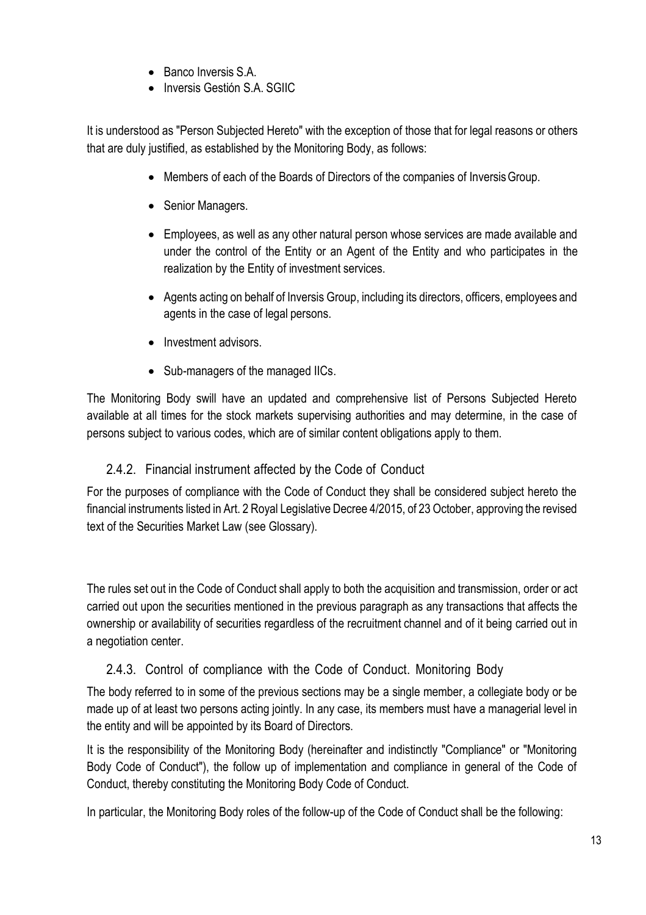- Banco Inversis S.A.
- Inversis Gestión S.A. SGIIC

It is understood as "Person Subjected Hereto" with the exception of those that for legal reasons or others that are duly justified, as established by the Monitoring Body, as follows:

- Members of each of the Boards of Directors of the companies of Inversis Group.
- Senior Managers.
- Employees, as well as any other natural person whose services are made available and under the control of the Entity or an Agent of the Entity and who participates in the realization by the Entity of investment services.
- Agents acting on behalf of Inversis Group, including its directors, officers, employees and agents in the case of legal persons.
- Investment advisors.
- Sub-managers of the managed IICs.

The Monitoring Body swill have an updated and comprehensive list of Persons Subjected Hereto available at all times for the stock markets supervising authorities and may determine, in the case of persons subject to various codes, which are of similar content obligations apply to them.

### 2.4.2. Financial instrument affected by the Code of Conduct

For the purposes of compliance with the Code of Conduct they shall be considered subject hereto the financial instruments listed in Art. 2 Royal Legislative Decree 4/2015, of 23 October, approving the revised text of the Securities Market Law (see Glossary).

The rules set out in the Code of Conduct shall apply to both the acquisition and transmission, order or act carried out upon the securities mentioned in the previous paragraph as any transactions that affects the ownership or availability of securities regardless of the recruitment channel and of it being carried out in a negotiation center.

### 2.4.3. Control of compliance with the Code of Conduct. Monitoring Body

The body referred to in some of the previous sections may be a single member, a collegiate body or be made up of at least two persons acting jointly. In any case, its members must have a managerial level in the entity and will be appointed by its Board of Directors.

It is the responsibility of the Monitoring Body (hereinafter and indistinctly "Compliance" or "Monitoring Body Code of Conduct"), the follow up of implementation and compliance in general of the Code of Conduct, thereby constituting the Monitoring Body Code of Conduct.

In particular, the Monitoring Body roles of the follow-up of the Code of Conduct shall be the following: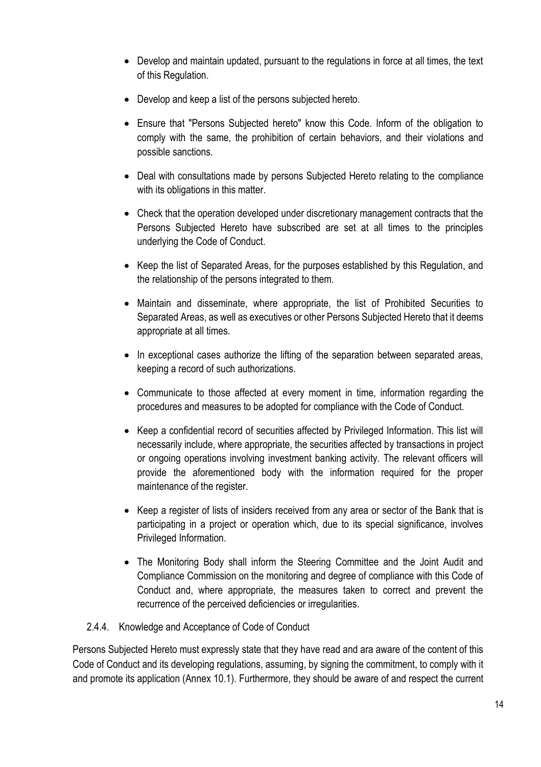- Develop and maintain updated, pursuant to the regulations in force at all times, the text of this Regulation.
- Develop and keep a list of the persons subjected hereto.
- Ensure that "Persons Subjected hereto" know this Code. Inform of the obligation to comply with the same, the prohibition of certain behaviors, and their violations and possible sanctions.
- Deal with consultations made by persons Subjected Hereto relating to the compliance with its obligations in this matter.
- Check that the operation developed under discretionary management contracts that the Persons Subjected Hereto have subscribed are set at all times to the principles underlying the Code of Conduct.
- Keep the list of Separated Areas, for the purposes established by this Regulation, and the relationship of the persons integrated to them.
- Maintain and disseminate, where appropriate, the list of Prohibited Securities to Separated Areas, as well as executives or other Persons Subjected Hereto that it deems appropriate at all times.
- In exceptional cases authorize the lifting of the separation between separated areas, keeping a record of such authorizations.
- Communicate to those affected at every moment in time, information regarding the procedures and measures to be adopted for compliance with the Code of Conduct.
- Keep a confidential record of securities affected by Privileged Information. This list will necessarily include, where appropriate, the securities affected by transactions in project or ongoing operations involving investment banking activity. The relevant officers will provide the aforementioned body with the information required for the proper maintenance of the register.
- Keep a register of lists of insiders received from any area or sector of the Bank that is participating in a project or operation which, due to its special significance, involves Privileged Information.
- The Monitoring Body shall inform the Steering Committee and the Joint Audit and Compliance Commission on the monitoring and degree of compliance with this Code of Conduct and, where appropriate, the measures taken to correct and prevent the recurrence of the perceived deficiencies or irregularities.

### 2.4.4. Knowledge and Acceptance of Code of Conduct

Persons Subjected Hereto must expressly state that they have read and ara aware of the content of this Code of Conduct and its developing regulations, assuming, by signing the commitment, to comply with it and promote its application (Annex 10.1). Furthermore, they should be aware of and respect the current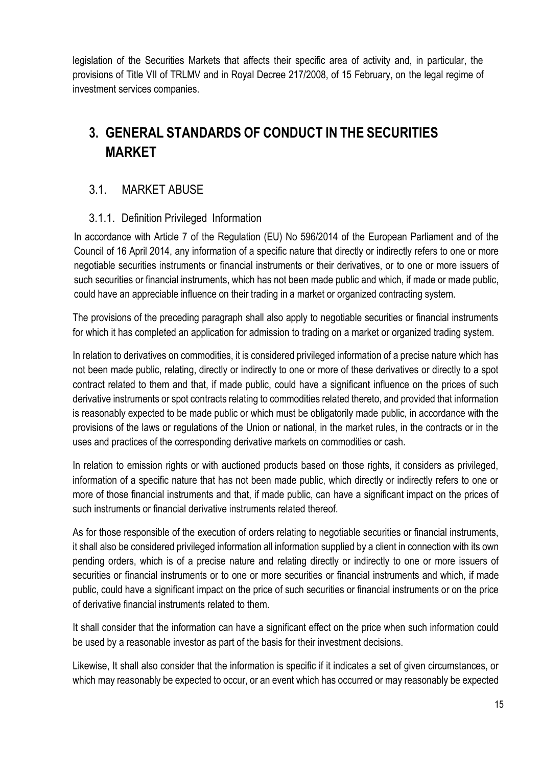legislation of the Securities Markets that affects their specific area of activity and, in particular, the provisions of Title VII of TRLMV and in Royal Decree 217/2008, of 15 February, on the legal regime of investment services companies.

# 3. GENERAL STANDARDS OF CONDUCT IN THE SECURITIES MARKET

## 3.1. MARKET ABUSE

### 3.1.1. Definition Privileged Information

In accordance with Article 7 of the Regulation (EU) No 596/2014 of the European Parliament and of the Council of 16 April 2014, any information of a specific nature that directly or indirectly refers to one or more negotiable securities instruments or financial instruments or their derivatives, or to one or more issuers of such securities or financial instruments, which has not been made public and which, if made or made public, could have an appreciable influence on their trading in a market or organized contracting system.

The provisions of the preceding paragraph shall also apply to negotiable securities or financial instruments for which it has completed an application for admission to trading on a market or organized trading system.

In relation to derivatives on commodities, it is considered privileged information of a precise nature which has not been made public, relating, directly or indirectly to one or more of these derivatives or directly to a spot contract related to them and that, if made public, could have a significant influence on the prices of such derivative instruments or spot contracts relating to commodities related thereto, and provided that information is reasonably expected to be made public or which must be obligatorily made public, in accordance with the provisions of the laws or regulations of the Union or national, in the market rules, in the contracts or in the uses and practices of the corresponding derivative markets on commodities or cash.

In relation to emission rights or with auctioned products based on those rights, it considers as privileged, information of a specific nature that has not been made public, which directly or indirectly refers to one or more of those financial instruments and that, if made public, can have a significant impact on the prices of such instruments or financial derivative instruments related thereof.

As for those responsible of the execution of orders relating to negotiable securities or financial instruments, it shall also be considered privileged information all information supplied by a client in connection with its own pending orders, which is of a precise nature and relating directly or indirectly to one or more issuers of securities or financial instruments or to one or more securities or financial instruments and which, if made public, could have a significant impact on the price of such securities or financial instruments or on the price of derivative financial instruments related to them.

It shall consider that the information can have a significant effect on the price when such information could be used by a reasonable investor as part of the basis for their investment decisions.

Likewise, It shall also consider that the information is specific if it indicates a set of given circumstances, or which may reasonably be expected to occur, or an event which has occurred or may reasonably be expected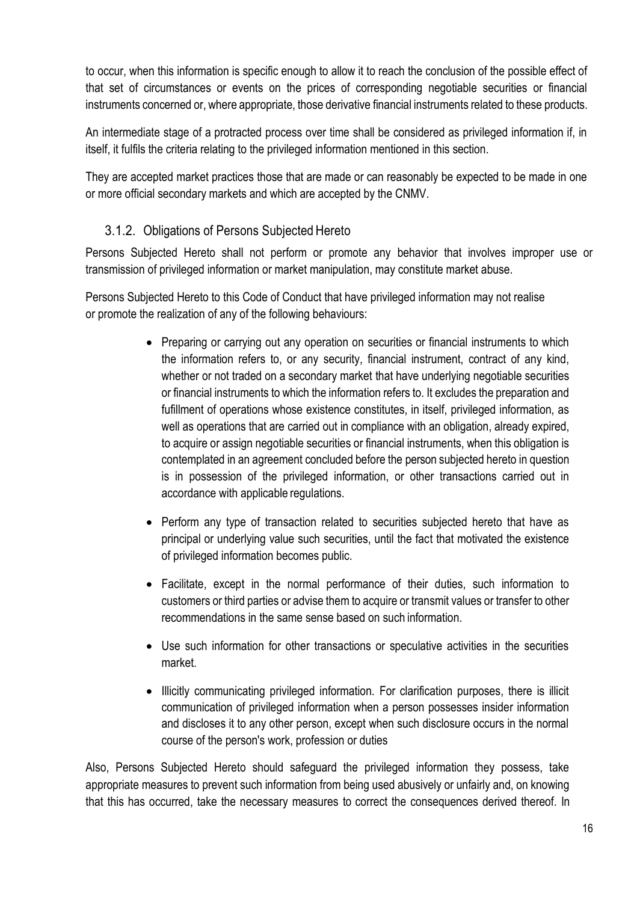to occur, when this information is specific enough to allow it to reach the conclusion of the possible effect of that set of circumstances or events on the prices of corresponding negotiable securities or financial instruments concerned or, where appropriate, those derivative financial instruments related to these products.

An intermediate stage of a protracted process over time shall be considered as privileged information if, in itself, it fulfils the criteria relating to the privileged information mentioned in this section.

They are accepted market practices those that are made or can reasonably be expected to be made in one or more official secondary markets and which are accepted by the CNMV.

### 3.1.2. Obligations of Persons Subjected Hereto

Persons Subjected Hereto shall not perform or promote any behavior that involves improper use or transmission of privileged information or market manipulation, may constitute market abuse.

Persons Subjected Hereto to this Code of Conduct that have privileged information may not realise or promote the realization of any of the following behaviours:

- Preparing or carrying out any operation on securities or financial instruments to which the information refers to, or any security, financial instrument, contract of any kind, whether or not traded on a secondary market that have underlying negotiable securities or financial instruments to which the information refers to. It excludes the preparation and fufillment of operations whose existence constitutes, in itself, privileged information, as well as operations that are carried out in compliance with an obligation, already expired, to acquire or assign negotiable securities or financial instruments, when this obligation is contemplated in an agreement concluded before the person subjected hereto in question is in possession of the privileged information, or other transactions carried out in accordance with applicable regulations.
- Perform any type of transaction related to securities subjected hereto that have as principal or underlying value such securities, until the fact that motivated the existence of privileged information becomes public.
- Facilitate, except in the normal performance of their duties, such information to customers or third parties or advise them to acquire or transmit values or transfer to other recommendations in the same sense based on such information.
- Use such information for other transactions or speculative activities in the securities market.
- Illicitly communicating privileged information. For clarification purposes, there is illicit communication of privileged information when a person possesses insider information and discloses it to any other person, except when such disclosure occurs in the normal course of the person's work, profession or duties

Also, Persons Subjected Hereto should safeguard the privileged information they possess, take appropriate measures to prevent such information from being used abusively or unfairly and, on knowing that this has occurred, take the necessary measures to correct the consequences derived thereof. In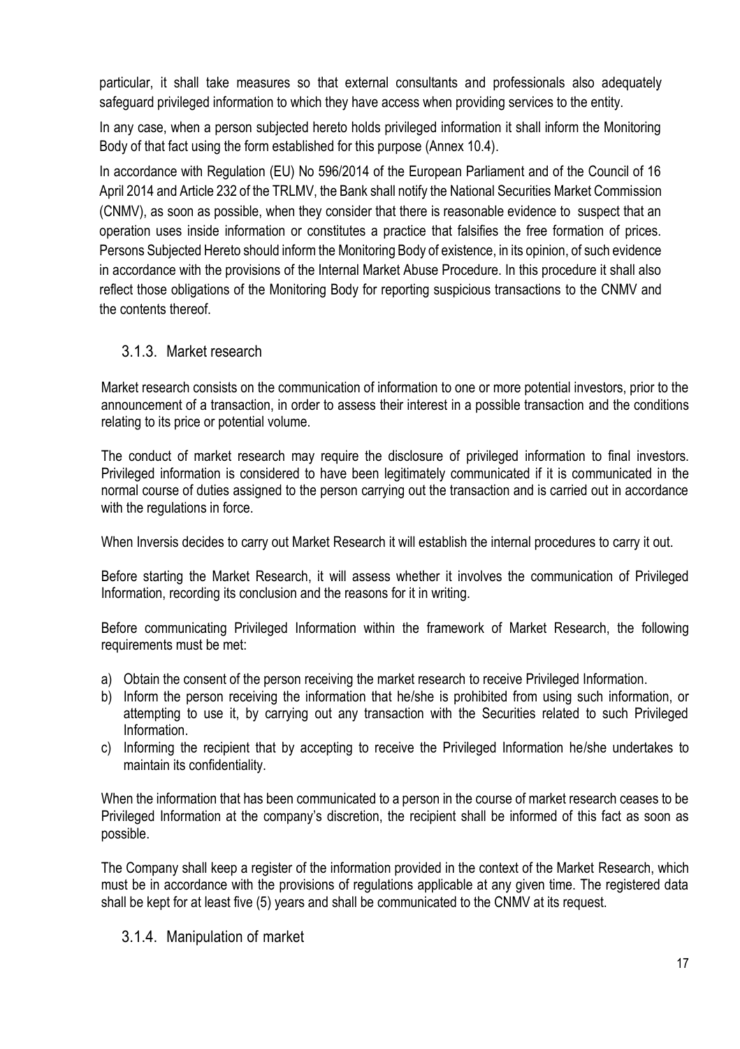particular, it shall take measures so that external consultants and professionals also adequately safeguard privileged information to which they have access when providing services to the entity.

In any case, when a person subjected hereto holds privileged information it shall inform the Monitoring Body of that fact using the form established for this purpose (Annex 10.4).

In accordance with Regulation (EU) No 596/2014 of the European Parliament and of the Council of 16 April 2014 and Article 232 of the TRLMV, the Bank shall notify the National Securities Market Commission (CNMV), as soon as possible, when they consider that there is reasonable evidence to suspect that an operation uses inside information or constitutes a practice that falsifies the free formation of prices. Persons Subjected Hereto should inform the Monitoring Body of existence, in its opinion, of such evidence in accordance with the provisions of the Internal Market Abuse Procedure. In this procedure it shall also reflect those obligations of the Monitoring Body for reporting suspicious transactions to the CNMV and the contents thereof.

### 3.1.3. Market research

Market research consists on the communication of information to one or more potential investors, prior to the announcement of a transaction, in order to assess their interest in a possible transaction and the conditions relating to its price or potential volume.

The conduct of market research may require the disclosure of privileged information to final investors. Privileged information is considered to have been legitimately communicated if it is communicated in the normal course of duties assigned to the person carrying out the transaction and is carried out in accordance with the regulations in force.

When Inversis decides to carry out Market Research it will establish the internal procedures to carry it out.

Before starting the Market Research, it will assess whether it involves the communication of Privileged Information, recording its conclusion and the reasons for it in writing.

Before communicating Privileged Information within the framework of Market Research, the following requirements must be met:

a) Obtain the consent of the person receiving the market research to receive Privileged Information.
b) Inform the person receiving the information that he/she is prohibited from using such information, or attempting to use it, by carrying out any transaction with the Securities related to such Privileged Information.
c) Informing the recipient that by accepting to receive the Privileged Information he/she undertakes to maintain its confidentiality.

When the information that has been communicated to a person in the course of market research ceases to be Privileged Information at the company's discretion, the recipient shall be informed of this fact as soon as possible.

The Company shall keep a register of the information provided in the context of the Market Research, which must be in accordance with the provisions of regulations applicable at any given time. The registered data shall be kept for at least five (5) years and shall be communicated to the CNMV at its request.

### 3.1.4. Manipulation of market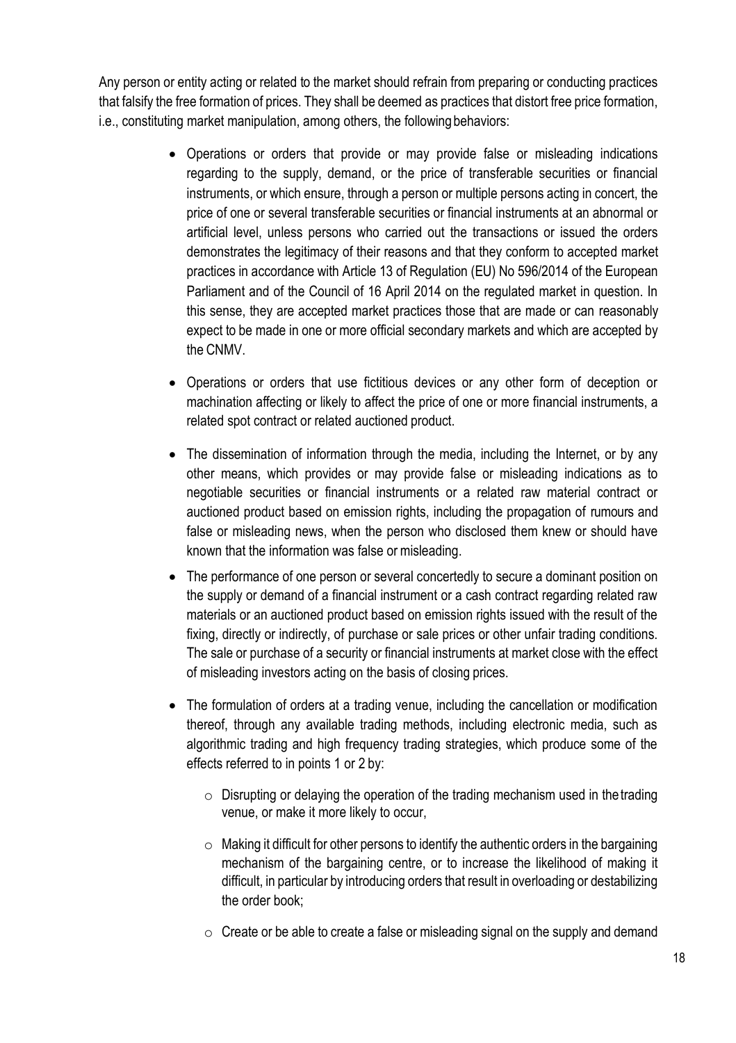Any person or entity acting or related to the market should refrain from preparing or conducting practices that falsify the free formation of prices. They shall be deemed as practices that distort free price formation, i.e., constituting market manipulation, among others, the following behaviors:

- Operations or orders that provide or may provide false or misleading indications regarding to the supply, demand, or the price of transferable securities or financial instruments, or which ensure, through a person or multiple persons acting in concert, the price of one or several transferable securities or financial instruments at an abnormal or artificial level, unless persons who carried out the transactions or issued the orders demonstrates the legitimacy of their reasons and that they conform to accepted market practices in accordance with Article 13 of Regulation (EU) No 596/2014 of the European Parliament and of the Council of 16 April 2014 on the regulated market in question. In this sense, they are accepted market practices those that are made or can reasonably expect to be made in one or more official secondary markets and which are accepted by the CNMV.
- Operations or orders that use fictitious devices or any other form of deception or machination affecting or likely to affect the price of one or more financial instruments, a related spot contract or related auctioned product.
- The dissemination of information through the media, including the Internet, or by any other means, which provides or may provide false or misleading indications as to negotiable securities or financial instruments or a related raw material contract or auctioned product based on emission rights, including the propagation of rumours and false or misleading news, when the person who disclosed them knew or should have known that the information was false or misleading.
- The performance of one person or several concertedly to secure a dominant position on the supply or demand of a financial instrument or a cash contract regarding related raw materials or an auctioned product based on emission rights issued with the result of the fixing, directly or indirectly, of purchase or sale prices or other unfair trading conditions. The sale or purchase of a security or financial instruments at market close with the effect of misleading investors acting on the basis of closing prices.
- The formulation of orders at a trading venue, including the cancellation or modification thereof, through any available trading methods, including electronic media, such as algorithmic trading and high frequency trading strategies, which produce some of the effects referred to in points 1 or 2 by:
  - Disrupting or delaying the operation of the trading mechanism used in the trading venue, or make it more likely to occur,
  - Making it difficult for other persons to identify the authentic orders in the bargaining mechanism of the bargaining centre, or to increase the likelihood of making it difficult, in particular by introducing orders that result in overloading or destabilizing the order book;
  - Create or be able to create a false or misleading signal on the supply and demand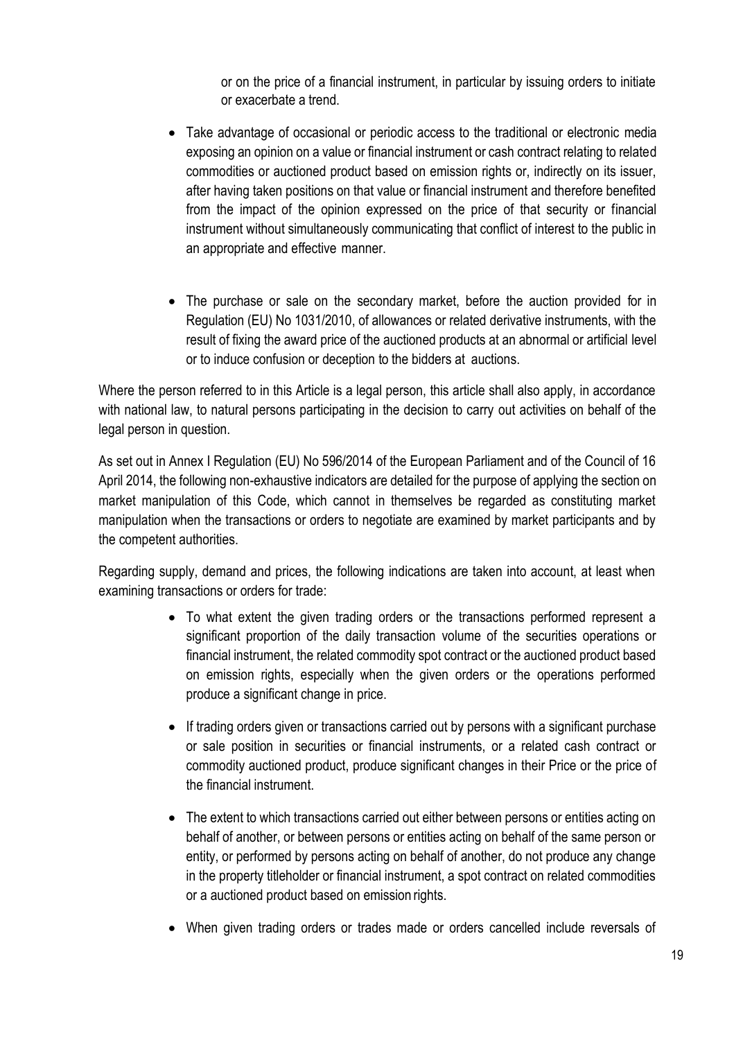or on the price of a financial instrument, in particular by issuing orders to initiate or exacerbate a trend.

- Take advantage of occasional or periodic access to the traditional or electronic media exposing an opinion on a value or financial instrument or cash contract relating to related commodities or auctioned product based on emission rights or, indirectly on its issuer, after having taken positions on that value or financial instrument and therefore benefited from the impact of the opinion expressed on the price of that security or financial instrument without simultaneously communicating that conflict of interest to the public in an appropriate and effective manner.

- The purchase or sale on the secondary market, before the auction provided for in Regulation (EU) No 1031/2010, of allowances or related derivative instruments, with the result of fixing the award price of the auctioned products at an abnormal or artificial level or to induce confusion or deception to the bidders at auctions.

Where the person referred to in this Article is a legal person, this article shall also apply, in accordance with national law, to natural persons participating in the decision to carry out activities on behalf of the legal person in question.

As set out in Annex I Regulation (EU) No 596/2014 of the European Parliament and of the Council of 16 April 2014, the following non-exhaustive indicators are detailed for the purpose of applying the section on market manipulation of this Code, which cannot in themselves be regarded as constituting market manipulation when the transactions or orders to negotiate are examined by market participants and by the competent authorities.

Regarding supply, demand and prices, the following indications are taken into account, at least when examining transactions or orders for trade:

- To what extent the given trading orders or the transactions performed represent a significant proportion of the daily transaction volume of the securities operations or financial instrument, the related commodity spot contract or the auctioned product based on emission rights, especially when the given orders or the operations performed produce a significant change in price.

- If trading orders given or transactions carried out by persons with a significant purchase or sale position in securities or financial instruments, or a related cash contract or commodity auctioned product, produce significant changes in their Price or the price of the financial instrument.

- The extent to which transactions carried out either between persons or entities acting on behalf of another, or between persons or entities acting on behalf of the same person or entity, or performed by persons acting on behalf of another, do not produce any change in the property titleholder or financial instrument, a spot contract on related commodities or a auctioned product based on emission rights.

- When given trading orders or trades made or orders cancelled include reversals of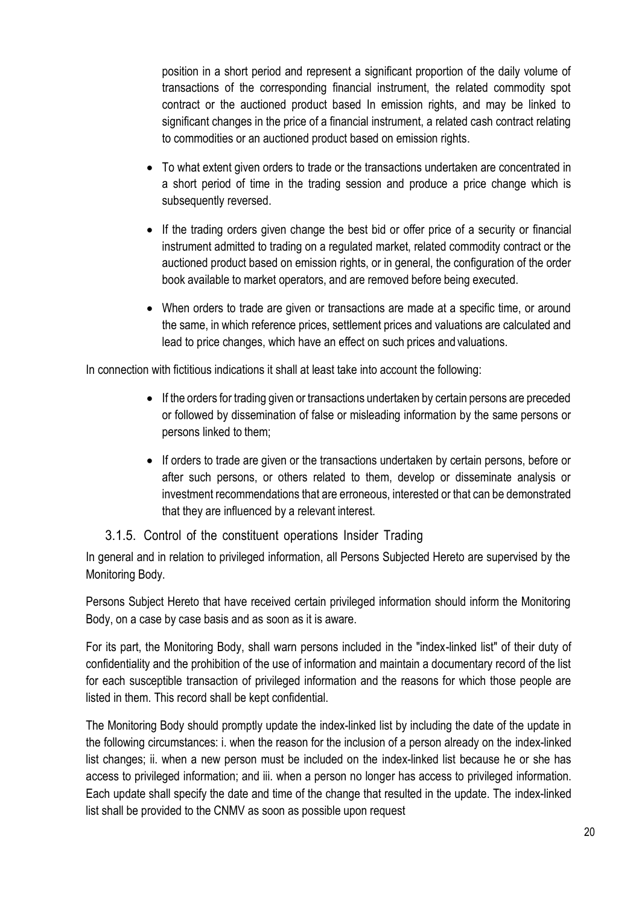position in a short period and represent a significant proportion of the daily volume of transactions of the corresponding financial instrument, the related commodity spot contract or the auctioned product based In emission rights, and may be linked to significant changes in the price of a financial instrument, a related cash contract relating to commodities or an auctioned product based on emission rights.

- To what extent given orders to trade or the transactions undertaken are concentrated in a short period of time in the trading session and produce a price change which is subsequently reversed.
- If the trading orders given change the best bid or offer price of a security or financial instrument admitted to trading on a regulated market, related commodity contract or the auctioned product based on emission rights, or in general, the configuration of the order book available to market operators, and are removed before being executed.
- When orders to trade are given or transactions are made at a specific time, or around the same, in which reference prices, settlement prices and valuations are calculated and lead to price changes, which have an effect on such prices and valuations.

In connection with fictitious indications it shall at least take into account the following:

- If the orders for trading given or transactions undertaken by certain persons are preceded or followed by dissemination of false or misleading information by the same persons or persons linked to them;
- If orders to trade are given or the transactions undertaken by certain persons, before or after such persons, or others related to them, develop or disseminate analysis or investment recommendations that are erroneous, interested or that can be demonstrated that they are influenced by a relevant interest.

### 3.1.5. Control of the constituent operations Insider Trading

In general and in relation to privileged information, all Persons Subjected Hereto are supervised by the Monitoring Body.

Persons Subject Hereto that have received certain privileged information should inform the Monitoring Body, on a case by case basis and as soon as it is aware.

For its part, the Monitoring Body, shall warn persons included in the "index-linked list" of their duty of confidentiality and the prohibition of the use of information and maintain a documentary record of the list for each susceptible transaction of privileged information and the reasons for which those people are listed in them. This record shall be kept confidential.

The Monitoring Body should promptly update the index-linked list by including the date of the update in the following circumstances: i. when the reason for the inclusion of a person already on the index-linked list changes; ii. when a new person must be included on the index-linked list because he or she has access to privileged information; and iii. when a person no longer has access to privileged information. Each update shall specify the date and time of the change that resulted in the update. The index-linked list shall be provided to the CNMV as soon as possible upon request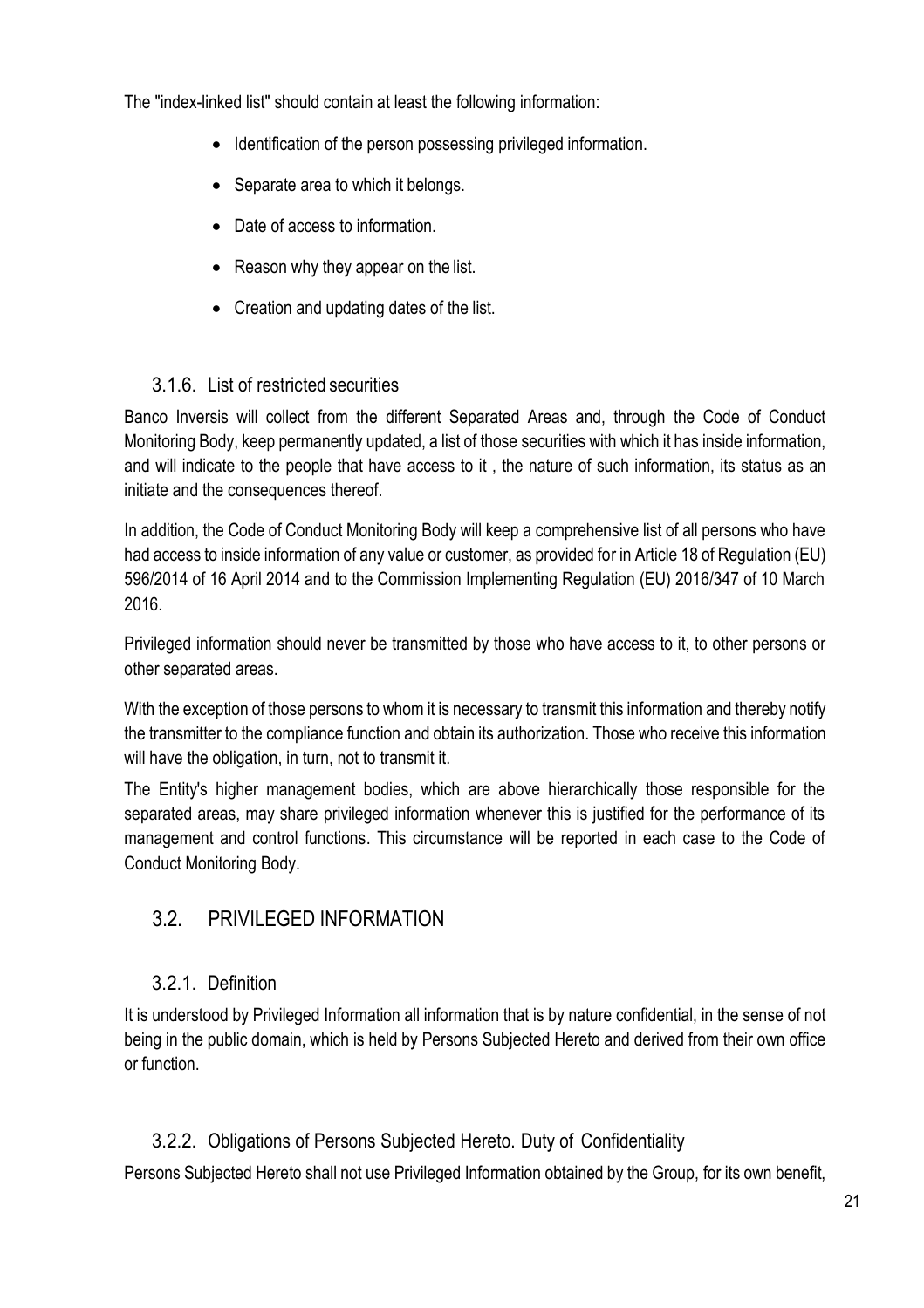The "index-linked list" should contain at least the following information:

- Identification of the person possessing privileged information.
- Separate area to which it belongs.
- Date of access to information.
- Reason why they appear on the list.
- Creation and updating dates of the list.

### 3.1.6. List of restricted securities

Banco Inversis will collect from the different Separated Areas and, through the Code of Conduct Monitoring Body, keep permanently updated, a list of those securities with which it has inside information, and will indicate to the people that have access to it , the nature of such information, its status as an initiate and the consequences thereof.

In addition, the Code of Conduct Monitoring Body will keep a comprehensive list of all persons who have had access to inside information of any value or customer, as provided for in Article 18 of Regulation (EU) 596/2014 of 16 April 2014 and to the Commission Implementing Regulation (EU) 2016/347 of 10 March 2016.

Privileged information should never be transmitted by those who have access to it, to other persons or other separated areas.

With the exception of those persons to whom it is necessary to transmit this information and thereby notify the transmitter to the compliance function and obtain its authorization. Those who receive this information will have the obligation, in turn, not to transmit it.

The Entity's higher management bodies, which are above hierarchically those responsible for the separated areas, may share privileged information whenever this is justified for the performance of its management and control functions. This circumstance will be reported in each case to the Code of Conduct Monitoring Body.

## 3.2. PRIVILEGED INFORMATION

### 3.2.1. Definition

It is understood by Privileged Information all information that is by nature confidential, in the sense of not being in the public domain, which is held by Persons Subjected Hereto and derived from their own office or function.

### 3.2.2. Obligations of Persons Subjected Hereto. Duty of Confidentiality

Persons Subjected Hereto shall not use Privileged Information obtained by the Group, for its own benefit,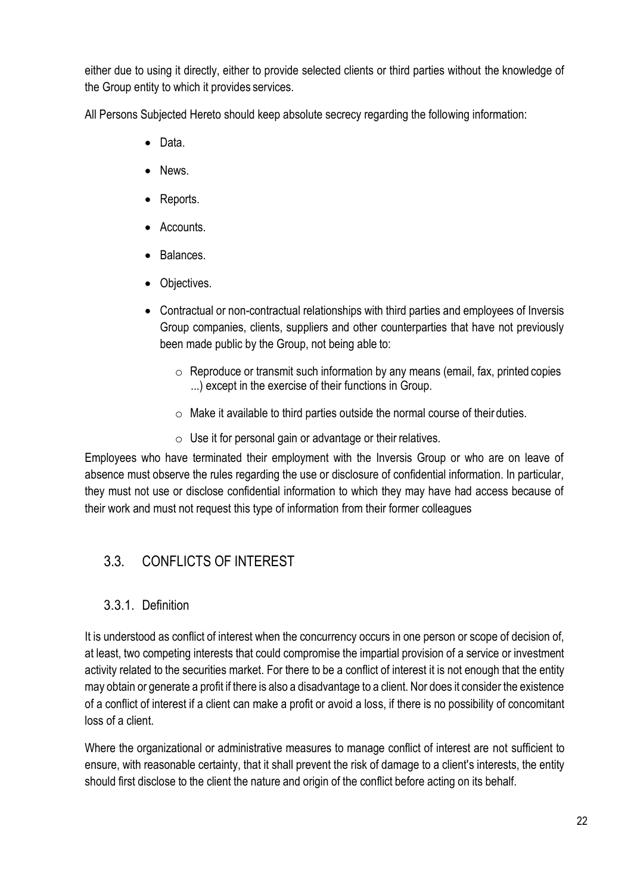either due to using it directly, either to provide selected clients or third parties without the knowledge of the Group entity to which it provides services.

All Persons Subjected Hereto should keep absolute secrecy regarding the following information:

- Data.
- News.
- Reports.
- Accounts.
- Balances.
- Objectives.
- Contractual or non-contractual relationships with third parties and employees of Inversis Group companies, clients, suppliers and other counterparties that have not previously been made public by the Group, not being able to:
  - Reproduce or transmit such information by any means (email, fax, printed copies ...) except in the exercise of their functions in Group.
  - Make it available to third parties outside the normal course of their duties.
  - Use it for personal gain or advantage or their relatives.

Employees who have terminated their employment with the Inversis Group or who are on leave of absence must observe the rules regarding the use or disclosure of confidential information. In particular, they must not use or disclose confidential information to which they may have had access because of their work and must not request this type of information from their former colleagues

## 3.3. CONFLICTS OF INTEREST

### 3.3.1. Definition

It is understood as conflict of interest when the concurrency occurs in one person or scope of decision of, at least, two competing interests that could compromise the impartial provision of a service or investment activity related to the securities market. For there to be a conflict of interest it is not enough that the entity may obtain or generate a profit if there is also a disadvantage to a client. Nor does it consider the existence of a conflict of interest if a client can make a profit or avoid a loss, if there is no possibility of concomitant loss of a client.

Where the organizational or administrative measures to manage conflict of interest are not sufficient to ensure, with reasonable certainty, that it shall prevent the risk of damage to a client's interests, the entity should first disclose to the client the nature and origin of the conflict before acting on its behalf.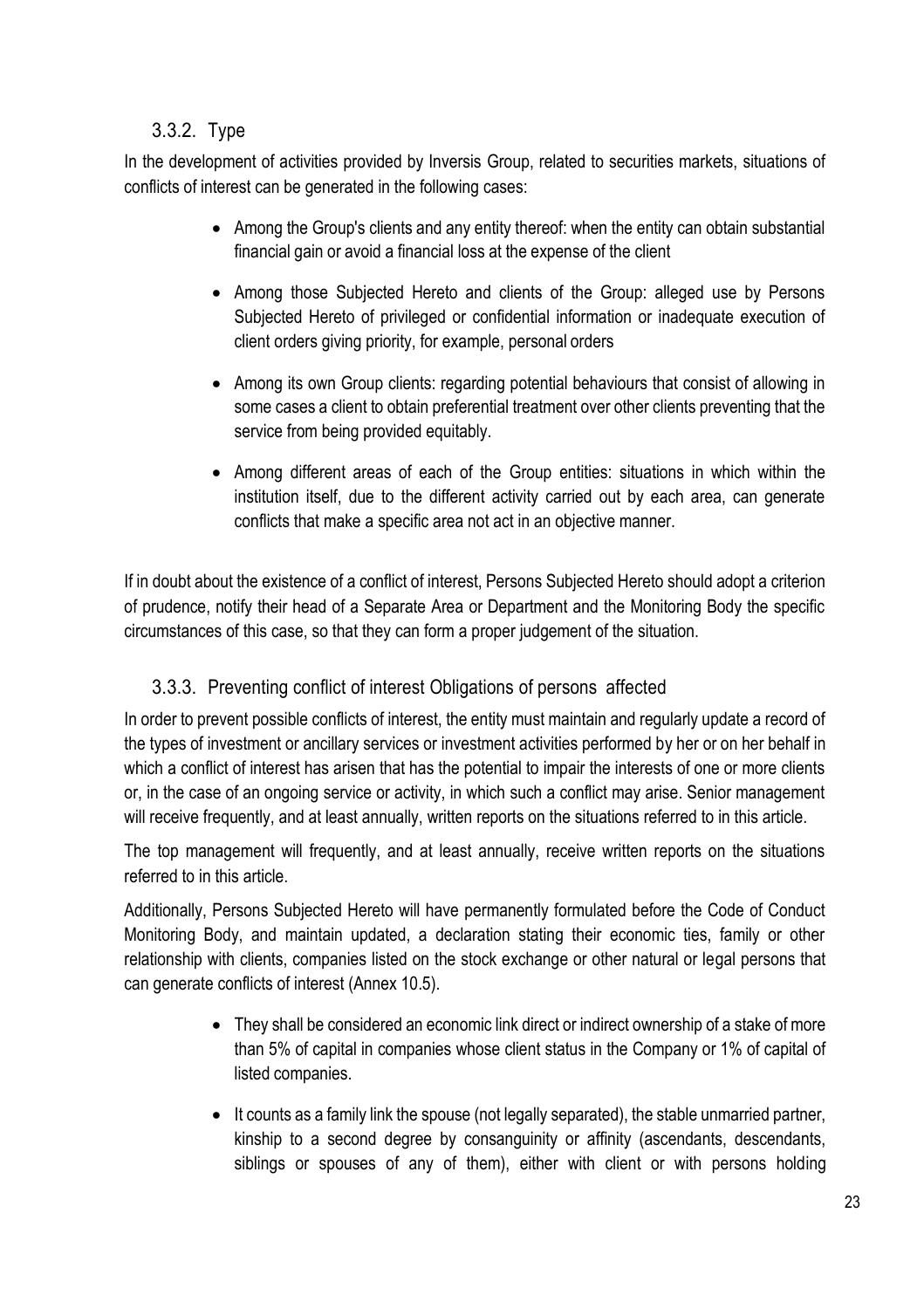### 3.3.2. Type

In the development of activities provided by Inversis Group, related to securities markets, situations of conflicts of interest can be generated in the following cases:

- Among the Group's clients and any entity thereof: when the entity can obtain substantial financial gain or avoid a financial loss at the expense of the client
- Among those Subjected Hereto and clients of the Group: alleged use by Persons Subjected Hereto of privileged or confidential information or inadequate execution of client orders giving priority, for example, personal orders
- Among its own Group clients: regarding potential behaviours that consist of allowing in some cases a client to obtain preferential treatment over other clients preventing that the service from being provided equitably.
- Among different areas of each of the Group entities: situations in which within the institution itself, due to the different activity carried out by each area, can generate conflicts that make a specific area not act in an objective manner.

If in doubt about the existence of a conflict of interest, Persons Subjected Hereto should adopt a criterion of prudence, notify their head of a Separate Area or Department and the Monitoring Body the specific circumstances of this case, so that they can form a proper judgement of the situation.

### 3.3.3. Preventing conflict of interest Obligations of persons affected

In order to prevent possible conflicts of interest, the entity must maintain and regularly update a record of the types of investment or ancillary services or investment activities performed by her or on her behalf in which a conflict of interest has arisen that has the potential to impair the interests of one or more clients or, in the case of an ongoing service or activity, in which such a conflict may arise. Senior management will receive frequently, and at least annually, written reports on the situations referred to in this article.

The top management will frequently, and at least annually, receive written reports on the situations referred to in this article.

Additionally, Persons Subjected Hereto will have permanently formulated before the Code of Conduct Monitoring Body, and maintain updated, a declaration stating their economic ties, family or other relationship with clients, companies listed on the stock exchange or other natural or legal persons that can generate conflicts of interest (Annex 10.5).

- They shall be considered an economic link direct or indirect ownership of a stake of more than 5% of capital in companies whose client status in the Company or 1% of capital of listed companies.
- It counts as a family link the spouse (not legally separated), the stable unmarried partner, kinship to a second degree by consanguinity or affinity (ascendants, descendants, siblings or spouses of any of them), either with client or with persons holding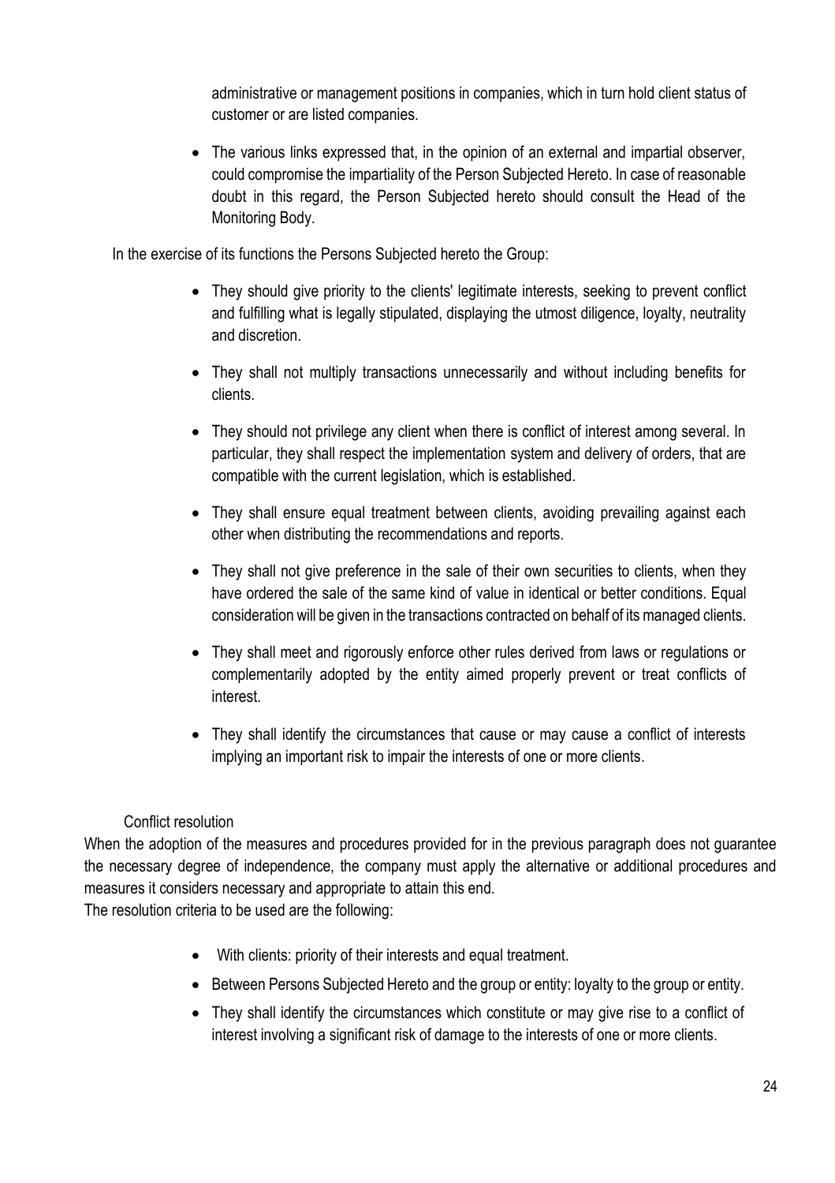administrative or management positions in companies, which in turn hold client status of customer or are listed companies.

- The various links expressed that, in the opinion of an external and impartial observer, could compromise the impartiality of the Person Subjected Hereto. In case of reasonable doubt in this regard, the Person Subjected hereto should consult the Head of the Monitoring Body.

In the exercise of its functions the Persons Subjected hereto the Group:

- They should give priority to the clients' legitimate interests, seeking to prevent conflict and fulfilling what is legally stipulated, displaying the utmost diligence, loyalty, neutrality and discretion.
- They shall not multiply transactions unnecessarily and without including benefits for clients.
- They should not privilege any client when there is conflict of interest among several. In particular, they shall respect the implementation system and delivery of orders, that are compatible with the current legislation, which is established.
- They shall ensure equal treatment between clients, avoiding prevailing against each other when distributing the recommendations and reports.
- They shall not give preference in the sale of their own securities to clients, when they have ordered the sale of the same kind of value in identical or better conditions. Equal consideration will be given in the transactions contracted on behalf of its managed clients.
- They shall meet and rigorously enforce other rules derived from laws or regulations or complementarily adopted by the entity aimed properly prevent or treat conflicts of interest.
- They shall identify the circumstances that cause or may cause a conflict of interests implying an important risk to impair the interests of one or more clients.

Conflict resolution

When the adoption of the measures and procedures provided for in the previous paragraph does not guarantee the necessary degree of independence, the company must apply the alternative or additional procedures and measures it considers necessary and appropriate to attain this end.

The resolution criteria to be used are the following:

- With clients: priority of their interests and equal treatment.
- Between Persons Subjected Hereto and the group or entity: loyalty to the group or entity.
- They shall identify the circumstances which constitute or may give rise to a conflict of interest involving a significant risk of damage to the interests of one or more clients.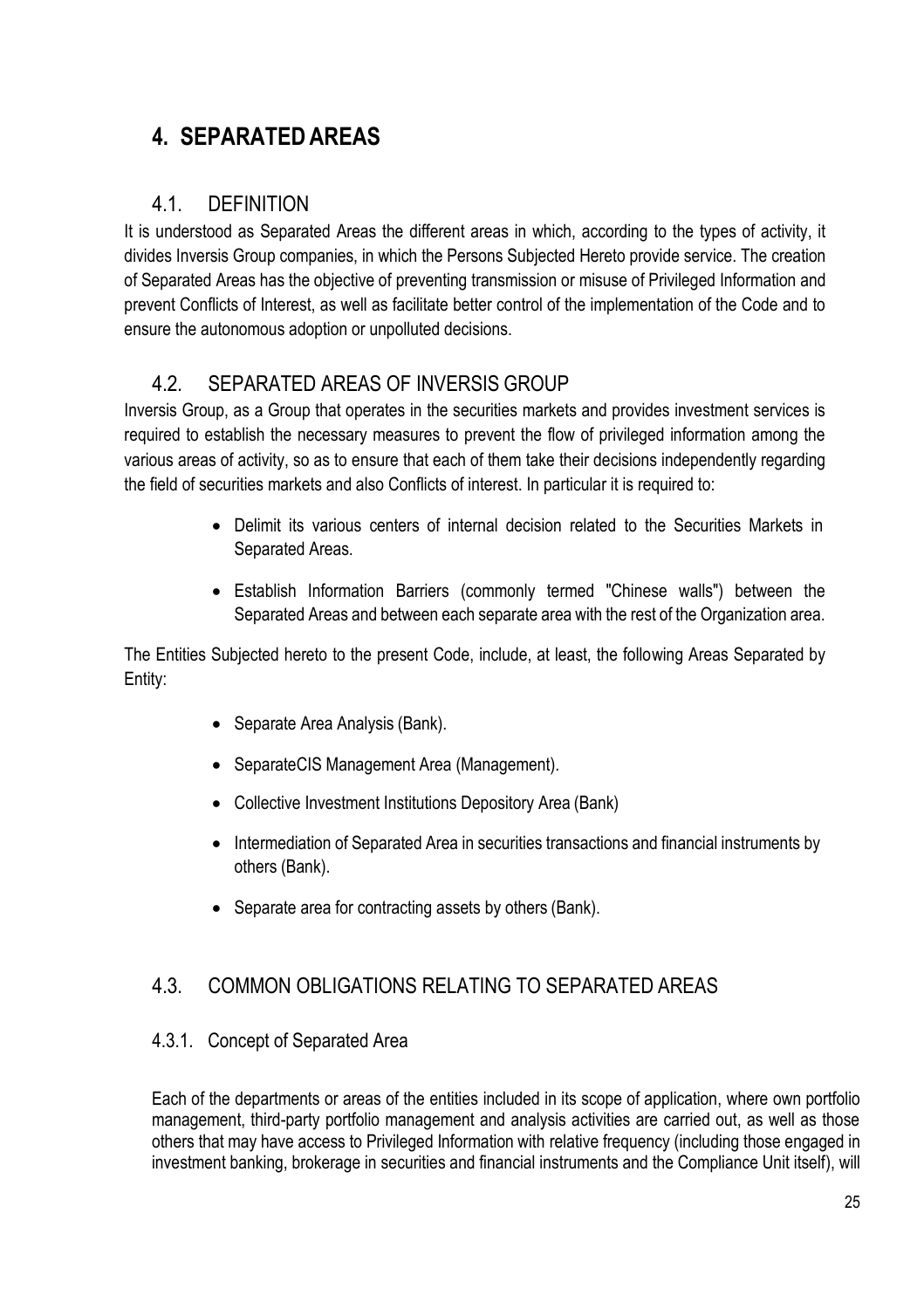# 4. SEPARATED AREAS

## 4.1. DEFINITION

It is understood as Separated Areas the different areas in which, according to the types of activity, it divides Inversis Group companies, in which the Persons Subjected Hereto provide service. The creation of Separated Areas has the objective of preventing transmission or misuse of Privileged Information and prevent Conflicts of Interest, as well as facilitate better control of the implementation of the Code and to ensure the autonomous adoption or unpolluted decisions.

## 4.2. SEPARATED AREAS OF INVERSIS GROUP

Inversis Group, as a Group that operates in the securities markets and provides investment services is required to establish the necessary measures to prevent the flow of privileged information among the various areas of activity, so as to ensure that each of them take their decisions independently regarding the field of securities markets and also Conflicts of interest. In particular it is required to:

- Delimit its various centers of internal decision related to the Securities Markets in Separated Areas.
- Establish Information Barriers (commonly termed "Chinese walls") between the Separated Areas and between each separate area with the rest of the Organization area.

The Entities Subjected hereto to the present Code, include, at least, the following Areas Separated by Entity:

- Separate Area Analysis (Bank).
- SeparateCIS Management Area (Management).
- Collective Investment Institutions Depository Area (Bank)
- Intermediation of Separated Area in securities transactions and financial instruments by others (Bank).
- Separate area for contracting assets by others (Bank).

## 4.3. COMMON OBLIGATIONS RELATING TO SEPARATED AREAS

### 4.3.1. Concept of Separated Area

Each of the departments or areas of the entities included in its scope of application, where own portfolio management, third-party portfolio management and analysis activities are carried out, as well as those others that may have access to Privileged Information with relative frequency (including those engaged in investment banking, brokerage in securities and financial instruments and the Compliance Unit itself), will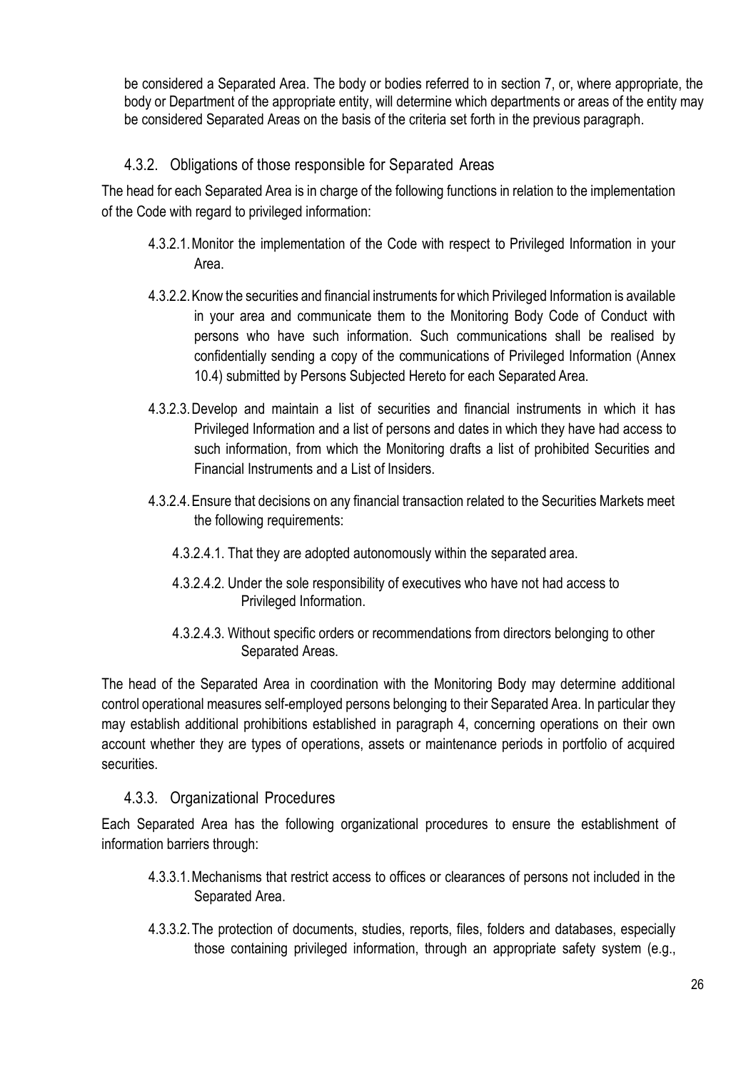be considered a Separated Area. The body or bodies referred to in section 7, or, where appropriate, the body or Department of the appropriate entity, will determine which departments or areas of the entity may be considered Separated Areas on the basis of the criteria set forth in the previous paragraph.

### 4.3.2. Obligations of those responsible for Separated Areas

The head for each Separated Area is in charge of the following functions in relation to the implementation of the Code with regard to privileged information:

4.3.2.1. Monitor the implementation of the Code with respect to Privileged Information in your Area.

4.3.2.2. Know the securities and financial instruments for which Privileged Information is available in your area and communicate them to the Monitoring Body Code of Conduct with persons who have such information. Such communications shall be realised by confidentially sending a copy of the communications of Privileged Information (Annex 10.4) submitted by Persons Subjected Hereto for each Separated Area.

4.3.2.3. Develop and maintain a list of securities and financial instruments in which it has Privileged Information and a list of persons and dates in which they have had access to such information, from which the Monitoring drafts a list of prohibited Securities and Financial Instruments and a List of Insiders.

4.3.2.4. Ensure that decisions on any financial transaction related to the Securities Markets meet the following requirements:

4.3.2.4.1. That they are adopted autonomously within the separated area.

4.3.2.4.2. Under the sole responsibility of executives who have not had access to Privileged Information.

4.3.2.4.3. Without specific orders or recommendations from directors belonging to other Separated Areas.

The head of the Separated Area in coordination with the Monitoring Body may determine additional control operational measures self-employed persons belonging to their Separated Area. In particular they may establish additional prohibitions established in paragraph 4, concerning operations on their own account whether they are types of operations, assets or maintenance periods in portfolio of acquired securities.

### 4.3.3. Organizational Procedures

Each Separated Area has the following organizational procedures to ensure the establishment of information barriers through:

4.3.3.1. Mechanisms that restrict access to offices or clearances of persons not included in the Separated Area.

4.3.3.2. The protection of documents, studies, reports, files, folders and databases, especially those containing privileged information, through an appropriate safety system (e.g.,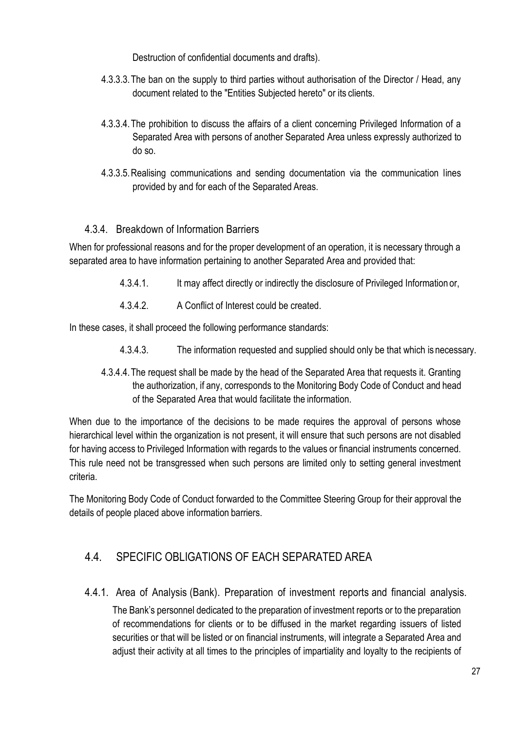Destruction of confidential documents and drafts).

4.3.3.3. The ban on the supply to third parties without authorisation of the Director / Head, any document related to the "Entities Subjected hereto" or its clients.

4.3.3.4. The prohibition to discuss the affairs of a client concerning Privileged Information of a Separated Area with persons of another Separated Area unless expressly authorized to do so.

4.3.3.5. Realising communications and sending documentation via the communication lines provided by and for each of the Separated Areas.

### 4.3.4. Breakdown of Information Barriers

When for professional reasons and for the proper development of an operation, it is necessary through a separated area to have information pertaining to another Separated Area and provided that:

4.3.4.1. It may affect directly or indirectly the disclosure of Privileged Information or,

4.3.4.2. A Conflict of Interest could be created.

In these cases, it shall proceed the following performance standards:

4.3.4.3. The information requested and supplied should only be that which is necessary.

4.3.4.4. The request shall be made by the head of the Separated Area that requests it. Granting the authorization, if any, corresponds to the Monitoring Body Code of Conduct and head of the Separated Area that would facilitate the information.

When due to the importance of the decisions to be made requires the approval of persons whose hierarchical level within the organization is not present, it will ensure that such persons are not disabled for having access to Privileged Information with regards to the values or financial instruments concerned. This rule need not be transgressed when such persons are limited only to setting general investment criteria.

The Monitoring Body Code of Conduct forwarded to the Committee Steering Group for their approval the details of people placed above information barriers.

## 4.4. SPECIFIC OBLIGATIONS OF EACH SEPARATED AREA

### 4.4.1. Area of Analysis (Bank). Preparation of investment reports and financial analysis.

The Bank's personnel dedicated to the preparation of investment reports or to the preparation of recommendations for clients or to be diffused in the market regarding issuers of listed securities or that will be listed or on financial instruments, will integrate a Separated Area and adjust their activity at all times to the principles of impartiality and loyalty to the recipients of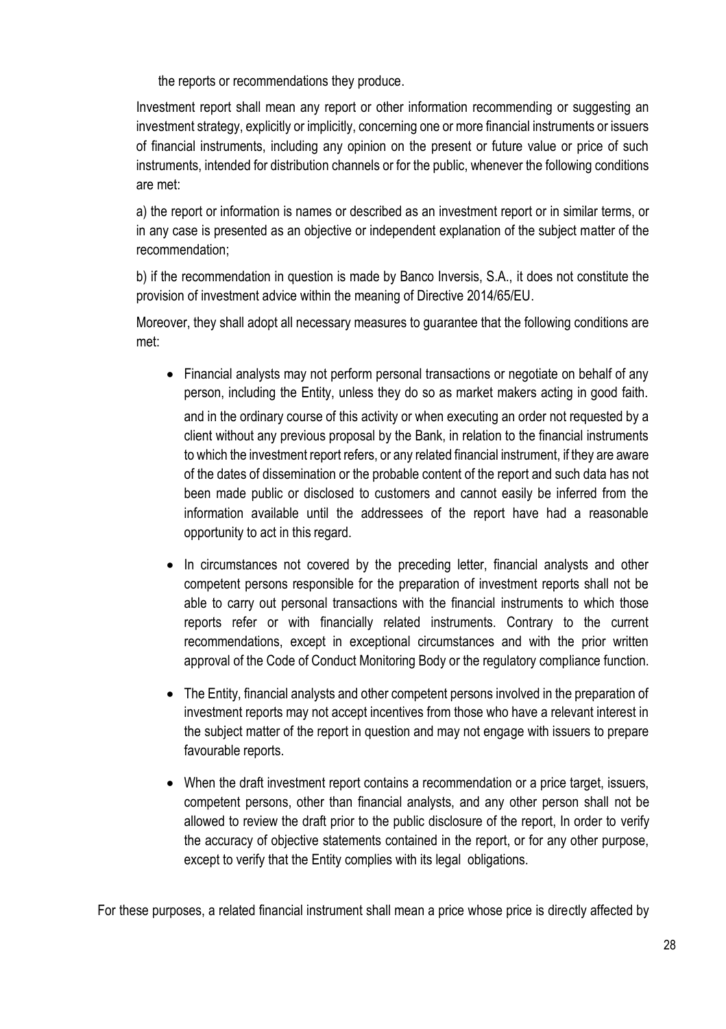the reports or recommendations they produce.

Investment report shall mean any report or other information recommending or suggesting an investment strategy, explicitly or implicitly, concerning one or more financial instruments or issuers of financial instruments, including any opinion on the present or future value or price of such instruments, intended for distribution channels or for the public, whenever the following conditions are met:

a) the report or information is names or described as an investment report or in similar terms, or in any case is presented as an objective or independent explanation of the subject matter of the recommendation;

b) if the recommendation in question is made by Banco Inversis, S.A., it does not constitute the provision of investment advice within the meaning of Directive 2014/65/EU.

Moreover, they shall adopt all necessary measures to guarantee that the following conditions are met:

- Financial analysts may not perform personal transactions or negotiate on behalf of any person, including the Entity, unless they do so as market makers acting in good faith. and in the ordinary course of this activity or when executing an order not requested by a client without any previous proposal by the Bank, in relation to the financial instruments to which the investment report refers, or any related financial instrument, if they are aware of the dates of dissemination or the probable content of the report and such data has not been made public or disclosed to customers and cannot easily be inferred from the information available until the addressees of the report have had a reasonable opportunity to act in this regard.
- In circumstances not covered by the preceding letter, financial analysts and other competent persons responsible for the preparation of investment reports shall not be able to carry out personal transactions with the financial instruments to which those reports refer or with financially related instruments. Contrary to the current recommendations, except in exceptional circumstances and with the prior written approval of the Code of Conduct Monitoring Body or the regulatory compliance function.
- The Entity, financial analysts and other competent persons involved in the preparation of investment reports may not accept incentives from those who have a relevant interest in the subject matter of the report in question and may not engage with issuers to prepare favourable reports.
- When the draft investment report contains a recommendation or a price target, issuers, competent persons, other than financial analysts, and any other person shall not be allowed to review the draft prior to the public disclosure of the report, In order to verify the accuracy of objective statements contained in the report, or for any other purpose, except to verify that the Entity complies with its legal obligations.

For these purposes, a related financial instrument shall mean a price whose price is directly affected by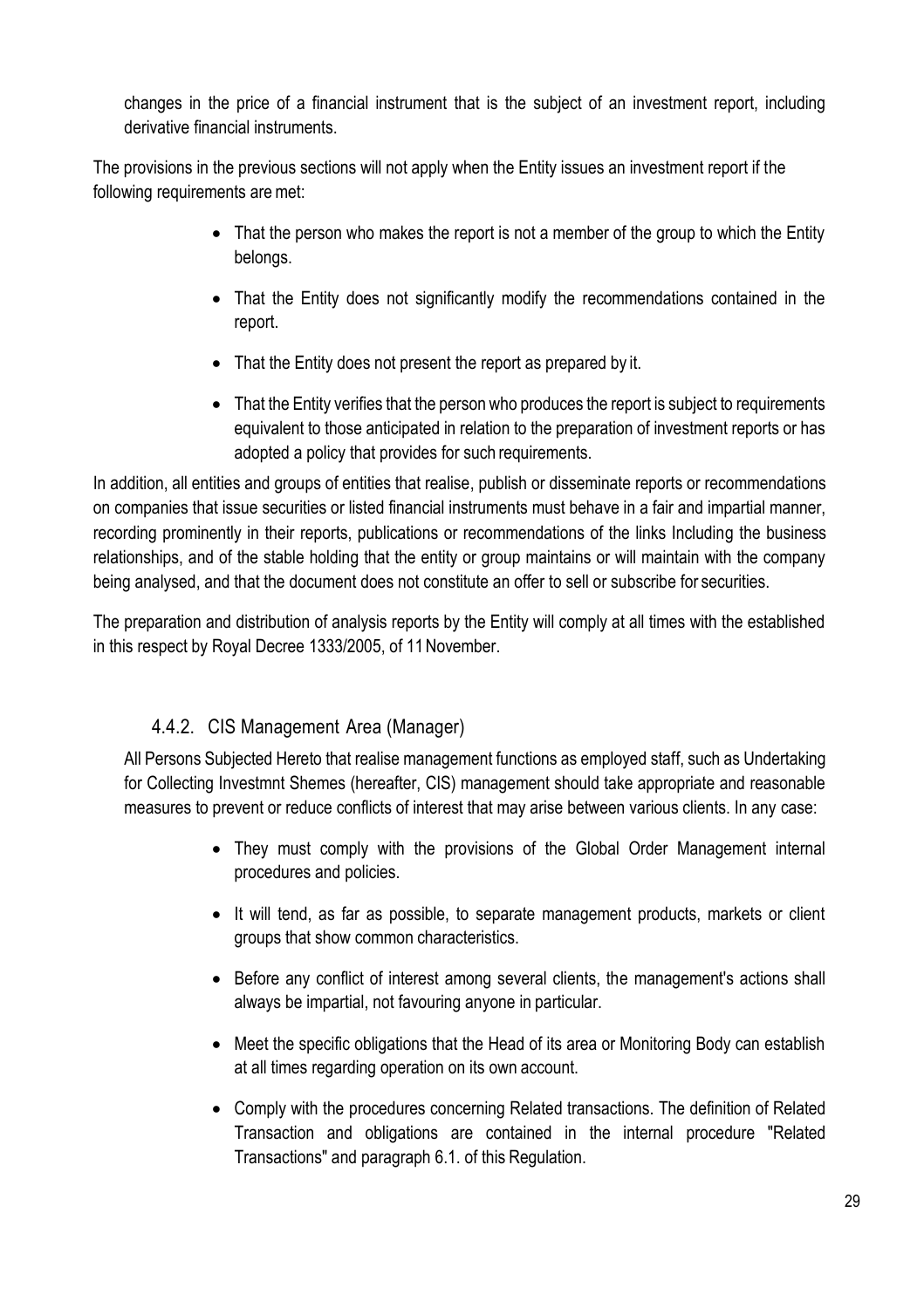changes in the price of a financial instrument that is the subject of an investment report, including derivative financial instruments.

The provisions in the previous sections will not apply when the Entity issues an investment report if the following requirements are met:

- That the person who makes the report is not a member of the group to which the Entity belongs.
- That the Entity does not significantly modify the recommendations contained in the report.
- That the Entity does not present the report as prepared by it.
- That the Entity verifies that the person who produces the report is subject to requirements equivalent to those anticipated in relation to the preparation of investment reports or has adopted a policy that provides for such requirements.

In addition, all entities and groups of entities that realise, publish or disseminate reports or recommendations on companies that issue securities or listed financial instruments must behave in a fair and impartial manner, recording prominently in their reports, publications or recommendations of the links Including the business relationships, and of the stable holding that the entity or group maintains or will maintain with the company being analysed, and that the document does not constitute an offer to sell or subscribe for securities.

The preparation and distribution of analysis reports by the Entity will comply at all times with the established in this respect by Royal Decree 1333/2005, of 11 November.

### 4.4.2. CIS Management Area (Manager)

All Persons Subjected Hereto that realise management functions as employed staff, such as Undertaking for Collecting Investmnt Shemes (hereafter, CIS) management should take appropriate and reasonable measures to prevent or reduce conflicts of interest that may arise between various clients. In any case:

- They must comply with the provisions of the Global Order Management internal procedures and policies.
- It will tend, as far as possible, to separate management products, markets or client groups that show common characteristics.
- Before any conflict of interest among several clients, the management's actions shall always be impartial, not favouring anyone in particular.
- Meet the specific obligations that the Head of its area or Monitoring Body can establish at all times regarding operation on its own account.
- Comply with the procedures concerning Related transactions. The definition of Related Transaction and obligations are contained in the internal procedure "Related Transactions" and paragraph 6.1. of this Regulation.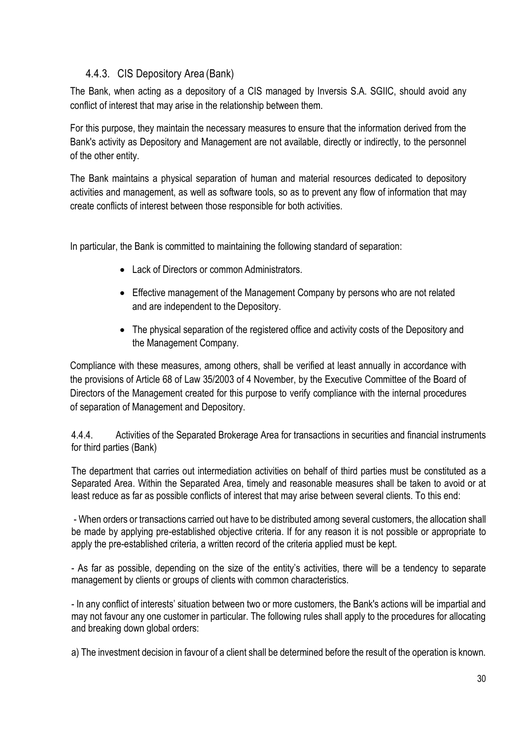### 4.4.3. CIS Depository Area (Bank)

The Bank, when acting as a depository of a CIS managed by Inversis S.A. SGIIC, should avoid any conflict of interest that may arise in the relationship between them.

For this purpose, they maintain the necessary measures to ensure that the information derived from the Bank's activity as Depository and Management are not available, directly or indirectly, to the personnel of the other entity.

The Bank maintains a physical separation of human and material resources dedicated to depository activities and management, as well as software tools, so as to prevent any flow of information that may create conflicts of interest between those responsible for both activities.

In particular, the Bank is committed to maintaining the following standard of separation:

- Lack of Directors or common Administrators.
- Effective management of the Management Company by persons who are not related and are independent to the Depository.
- The physical separation of the registered office and activity costs of the Depository and the Management Company.

Compliance with these measures, among others, shall be verified at least annually in accordance with the provisions of Article 68 of Law 35/2003 of 4 November, by the Executive Committee of the Board of Directors of the Management created for this purpose to verify compliance with the internal procedures of separation of Management and Depository.

### 4.4.4. Activities of the Separated Brokerage Area for transactions in securities and financial instruments for third parties (Bank)

The department that carries out intermediation activities on behalf of third parties must be constituted as a Separated Area. Within the Separated Area, timely and reasonable measures shall be taken to avoid or at least reduce as far as possible conflicts of interest that may arise between several clients. To this end:

- When orders or transactions carried out have to be distributed among several customers, the allocation shall be made by applying pre-established objective criteria. If for any reason it is not possible or appropriate to apply the pre-established criteria, a written record of the criteria applied must be kept.

- As far as possible, depending on the size of the entity's activities, there will be a tendency to separate management by clients or groups of clients with common characteristics.

- In any conflict of interests' situation between two or more customers, the Bank's actions will be impartial and may not favour any one customer in particular. The following rules shall apply to the procedures for allocating and breaking down global orders:

a) The investment decision in favour of a client shall be determined before the result of the operation is known.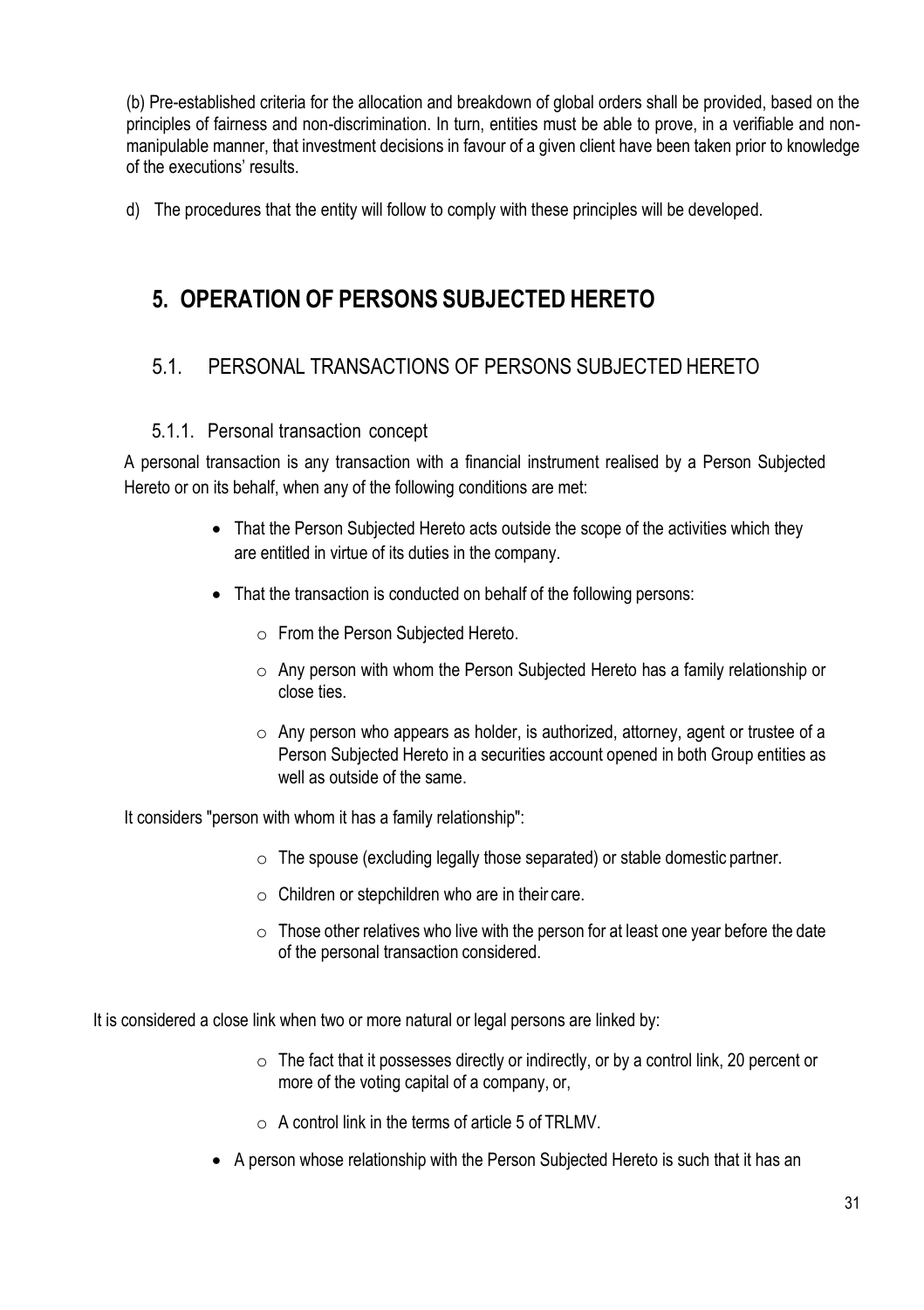(b) Pre-established criteria for the allocation and breakdown of global orders shall be provided, based on the principles of fairness and non-discrimination. In turn, entities must be able to prove, in a verifiable and non-manipulable manner, that investment decisions in favour of a given client have been taken prior to knowledge of the executions' results.

d) The procedures that the entity will follow to comply with these principles will be developed.

# 5. OPERATION OF PERSONS SUBJECTED HERETO

## 5.1. PERSONAL TRANSACTIONS OF PERSONS SUBJECTED HERETO

### 5.1.1. Personal transaction concept

A personal transaction is any transaction with a financial instrument realised by a Person Subjected Hereto or on its behalf, when any of the following conditions are met:

- That the Person Subjected Hereto acts outside the scope of the activities which they are entitled in virtue of its duties in the company.
- That the transaction is conducted on behalf of the following persons:
  - From the Person Subjected Hereto.
  - Any person with whom the Person Subjected Hereto has a family relationship or close ties.
  - Any person who appears as holder, is authorized, attorney, agent or trustee of a Person Subjected Hereto in a securities account opened in both Group entities as well as outside of the same.

It considers "person with whom it has a family relationship":

- The spouse (excluding legally those separated) or stable domestic partner.
- Children or stepchildren who are in their care.
- Those other relatives who live with the person for at least one year before the date of the personal transaction considered.

It is considered a close link when two or more natural or legal persons are linked by:

- The fact that it possesses directly or indirectly, or by a control link, 20 percent or more of the voting capital of a company, or,
- A control link in the terms of article 5 of TRLMV.

- A person whose relationship with the Person Subjected Hereto is such that it has an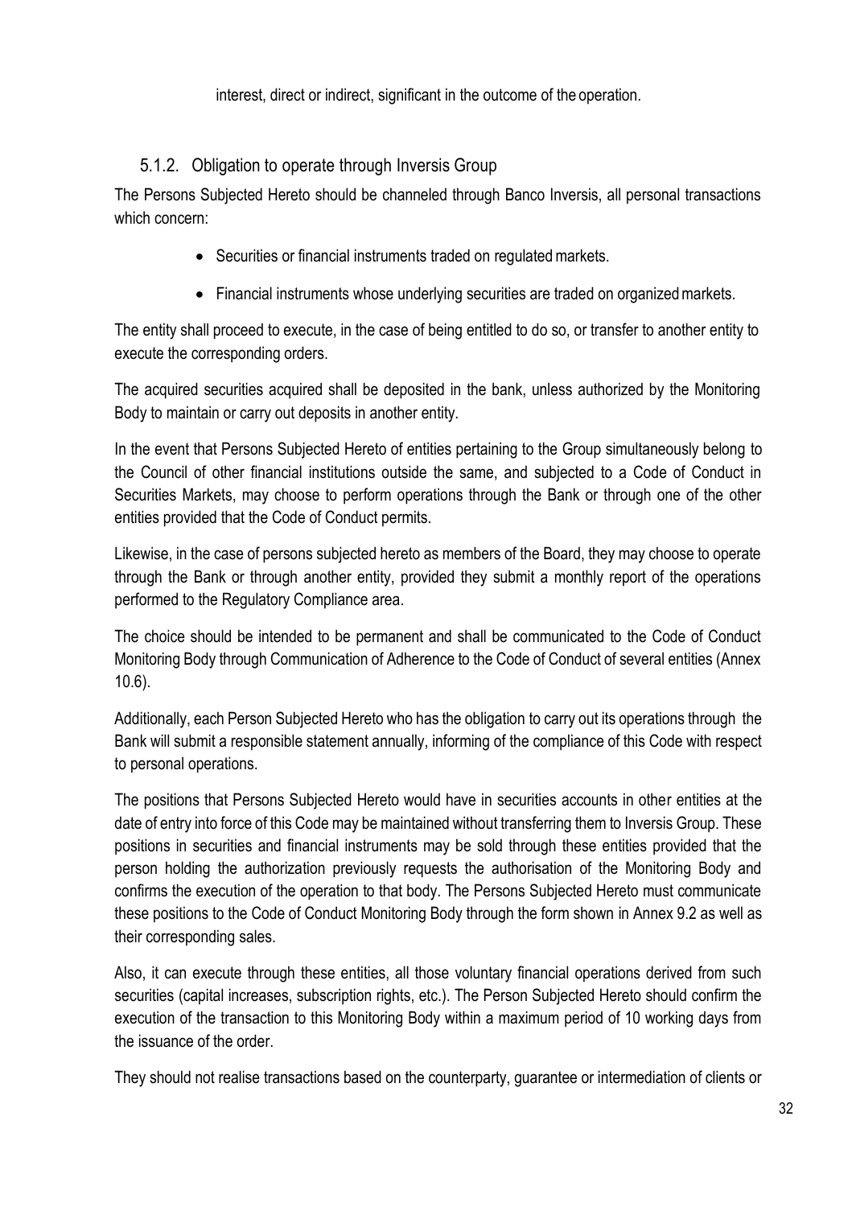interest, direct or indirect, significant in the outcome of the operation.

### 5.1.2. Obligation to operate through Inversis Group

The Persons Subjected Hereto should be channeled through Banco Inversis, all personal transactions which concern:

- Securities or financial instruments traded on regulated markets.
- Financial instruments whose underlying securities are traded on organized markets.

The entity shall proceed to execute, in the case of being entitled to do so, or transfer to another entity to execute the corresponding orders.

The acquired securities acquired shall be deposited in the bank, unless authorized by the Monitoring Body to maintain or carry out deposits in another entity.

In the event that Persons Subjected Hereto of entities pertaining to the Group simultaneously belong to the Council of other financial institutions outside the same, and subjected to a Code of Conduct in Securities Markets, may choose to perform operations through the Bank or through one of the other entities provided that the Code of Conduct permits.

Likewise, in the case of persons subjected hereto as members of the Board, they may choose to operate through the Bank or through another entity, provided they submit a monthly report of the operations performed to the Regulatory Compliance area.

The choice should be intended to be permanent and shall be communicated to the Code of Conduct Monitoring Body through Communication of Adherence to the Code of Conduct of several entities (Annex 10.6).

Additionally, each Person Subjected Hereto who has the obligation to carry out its operations through the Bank will submit a responsible statement annually, informing of the compliance of this Code with respect to personal operations.

The positions that Persons Subjected Hereto would have in securities accounts in other entities at the date of entry into force of this Code may be maintained without transferring them to Inversis Group. These positions in securities and financial instruments may be sold through these entities provided that the person holding the authorization previously requests the authorisation of the Monitoring Body and confirms the execution of the operation to that body. The Persons Subjected Hereto must communicate these positions to the Code of Conduct Monitoring Body through the form shown in Annex 9.2 as well as their corresponding sales.

Also, it can execute through these entities, all those voluntary financial operations derived from such securities (capital increases, subscription rights, etc.). The Person Subjected Hereto should confirm the execution of the transaction to this Monitoring Body within a maximum period of 10 working days from the issuance of the order.

They should not realise transactions based on the counterparty, guarantee or intermediation of clients or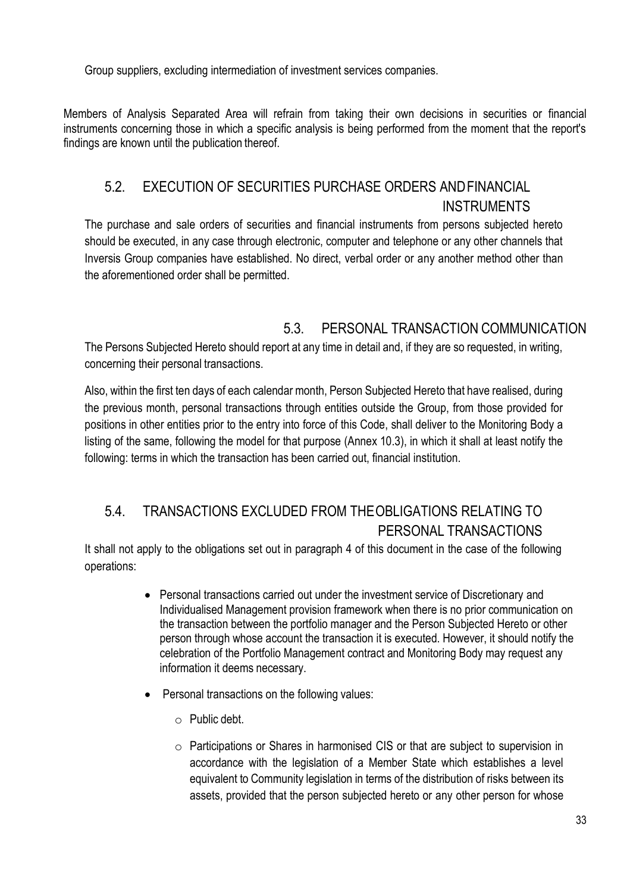Group suppliers, excluding intermediation of investment services companies.

Members of Analysis Separated Area will refrain from taking their own decisions in securities or financial instruments concerning those in which a specific analysis is being performed from the moment that the report's findings are known until the publication thereof.

## 5.2. EXECUTION OF SECURITIES PURCHASE ORDERS AND FINANCIAL INSTRUMENTS

The purchase and sale orders of securities and financial instruments from persons subjected hereto should be executed, in any case through electronic, computer and telephone or any other channels that Inversis Group companies have established. No direct, verbal order or any another method other than the aforementioned order shall be permitted.

## 5.3. PERSONAL TRANSACTION COMMUNICATION

The Persons Subjected Hereto should report at any time in detail and, if they are so requested, in writing, concerning their personal transactions.

Also, within the first ten days of each calendar month, Person Subjected Hereto that have realised, during the previous month, personal transactions through entities outside the Group, from those provided for positions in other entities prior to the entry into force of this Code, shall deliver to the Monitoring Body a listing of the same, following the model for that purpose (Annex 10.3), in which it shall at least notify the following: terms in which the transaction has been carried out, financial institution.

## 5.4. TRANSACTIONS EXCLUDED FROM THE OBLIGATIONS RELATING TO PERSONAL TRANSACTIONS

It shall not apply to the obligations set out in paragraph 4 of this document in the case of the following operations:

- Personal transactions carried out under the investment service of Discretionary and Individualised Management provision framework when there is no prior communication on the transaction between the portfolio manager and the Person Subjected Hereto or other person through whose account the transaction it is executed. However, it should notify the celebration of the Portfolio Management contract and Monitoring Body may request any information it deems necessary.
- Personal transactions on the following values:
  - Public debt.
  - Participations or Shares in harmonised CIS or that are subject to supervision in accordance with the legislation of a Member State which establishes a level equivalent to Community legislation in terms of the distribution of risks between its assets, provided that the person subjected hereto or any other person for whose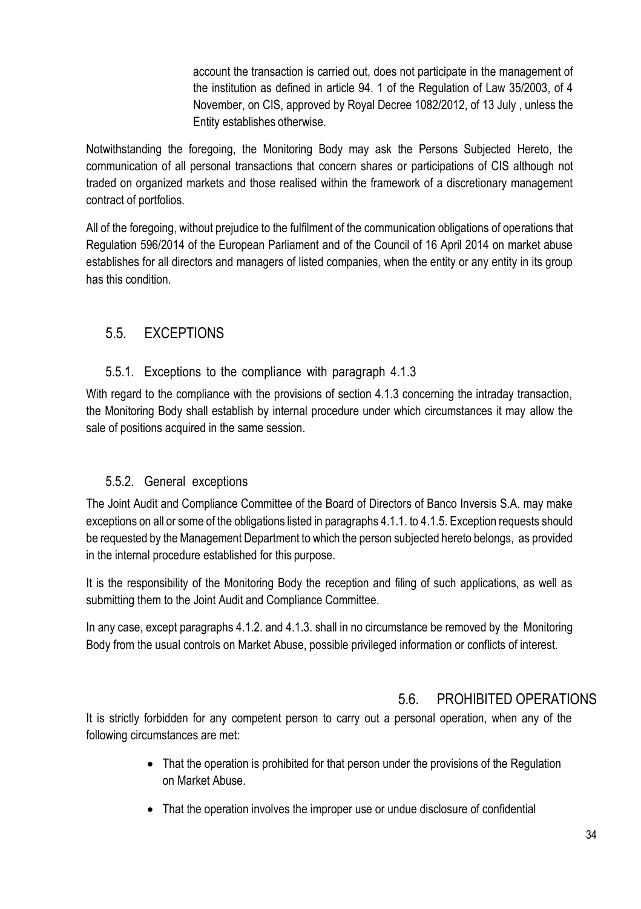account the transaction is carried out, does not participate in the management of the institution as defined in article 94. 1 of the Regulation of Law 35/2003, of 4 November, on CIS, approved by Royal Decree 1082/2012, of 13 July , unless the Entity establishes otherwise.

Notwithstanding the foregoing, the Monitoring Body may ask the Persons Subjected Hereto, the communication of all personal transactions that concern shares or participations of CIS although not traded on organized markets and those realised within the framework of a discretionary management contract of portfolios.

All of the foregoing, without prejudice to the fulfilment of the communication obligations of operations that Regulation 596/2014 of the European Parliament and of the Council of 16 April 2014 on market abuse establishes for all directors and managers of listed companies, when the entity or any entity in its group has this condition.

## 5.5. EXCEPTIONS

### 5.5.1. Exceptions to the compliance with paragraph 4.1.3

With regard to the compliance with the provisions of section 4.1.3 concerning the intraday transaction, the Monitoring Body shall establish by internal procedure under which circumstances it may allow the sale of positions acquired in the same session.

### 5.5.2. General exceptions

The Joint Audit and Compliance Committee of the Board of Directors of Banco Inversis S.A. may make exceptions on all or some of the obligations listed in paragraphs 4.1.1. to 4.1.5. Exception requests should be requested by the Management Department to which the person subjected hereto belongs, as provided in the internal procedure established for this purpose.

It is the responsibility of the Monitoring Body the reception and filing of such applications, as well as submitting them to the Joint Audit and Compliance Committee.

In any case, except paragraphs 4.1.2. and 4.1.3. shall in no circumstance be removed by the Monitoring Body from the usual controls on Market Abuse, possible privileged information or conflicts of interest.

## 5.6. PROHIBITED OPERATIONS

It is strictly forbidden for any competent person to carry out a personal operation, when any of the following circumstances are met:

- That the operation is prohibited for that person under the provisions of the Regulation on Market Abuse.
- That the operation involves the improper use or undue disclosure of confidential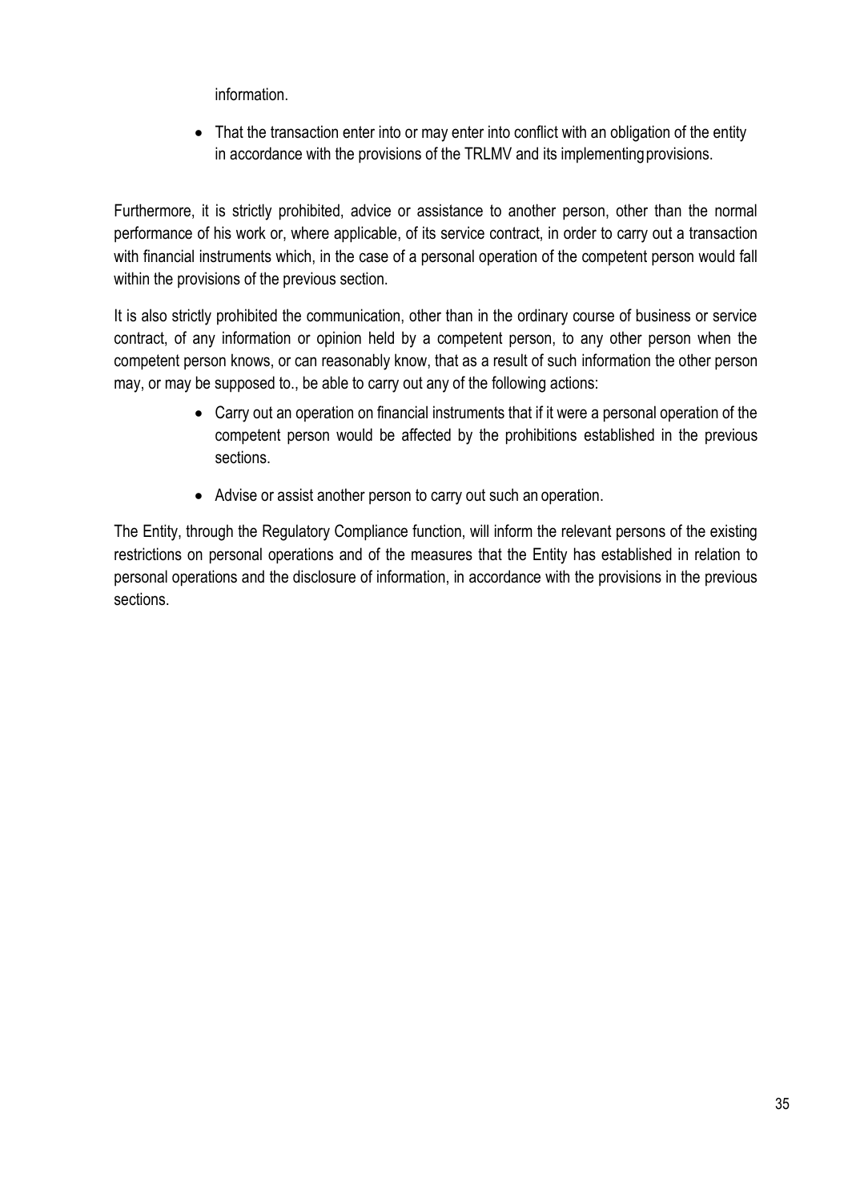information.

- That the transaction enter into or may enter into conflict with an obligation of the entity in accordance with the provisions of the TRLMV and its implementing provisions.

Furthermore, it is strictly prohibited, advice or assistance to another person, other than the normal performance of his work or, where applicable, of its service contract, in order to carry out a transaction with financial instruments which, in the case of a personal operation of the competent person would fall within the provisions of the previous section.

It is also strictly prohibited the communication, other than in the ordinary course of business or service contract, of any information or opinion held by a competent person, to any other person when the competent person knows, or can reasonably know, that as a result of such information the other person may, or may be supposed to., be able to carry out any of the following actions:

- Carry out an operation on financial instruments that if it were a personal operation of the competent person would be affected by the prohibitions established in the previous sections.
- Advise or assist another person to carry out such an operation.

The Entity, through the Regulatory Compliance function, will inform the relevant persons of the existing restrictions on personal operations and of the measures that the Entity has established in relation to personal operations and the disclosure of information, in accordance with the provisions in the previous sections.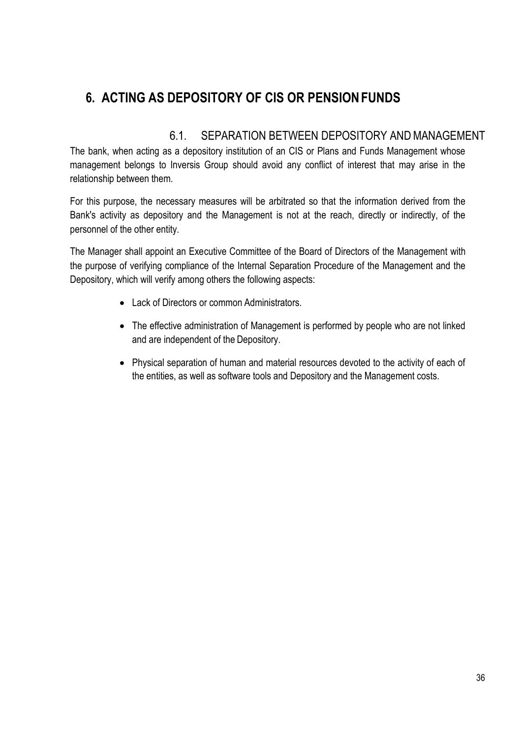# 6. ACTING AS DEPOSITORY OF CIS OR PENSION FUNDS

## 6.1. SEPARATION BETWEEN DEPOSITORY AND MANAGEMENT

The bank, when acting as a depository institution of an CIS or Plans and Funds Management whose management belongs to Inversis Group should avoid any conflict of interest that may arise in the relationship between them.

For this purpose, the necessary measures will be arbitrated so that the information derived from the Bank's activity as depository and the Management is not at the reach, directly or indirectly, of the personnel of the other entity.

The Manager shall appoint an Executive Committee of the Board of Directors of the Management with the purpose of verifying compliance of the Internal Separation Procedure of the Management and the Depository, which will verify among others the following aspects:

- Lack of Directors or common Administrators.
- The effective administration of Management is performed by people who are not linked and are independent of the Depository.
- Physical separation of human and material resources devoted to the activity of each of the entities, as well as software tools and Depository and the Management costs.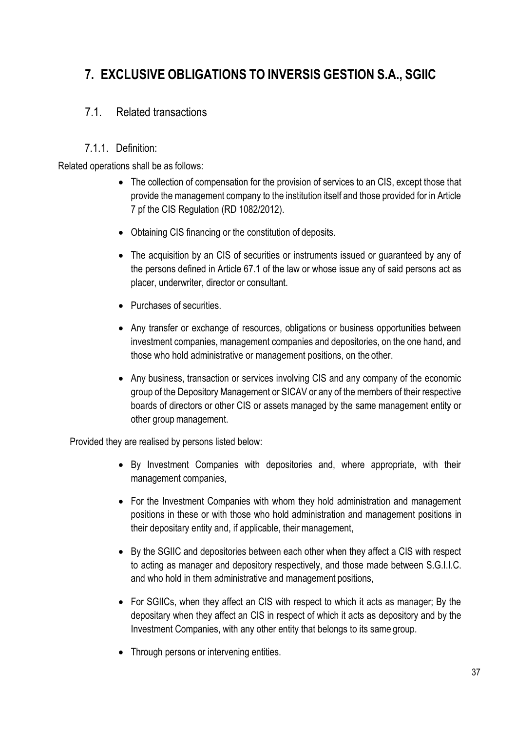# 7. EXCLUSIVE OBLIGATIONS TO INVERSIS GESTION S.A., SGIIC

## 7.1. Related transactions

### 7.1.1. Definition:

Related operations shall be as follows:

- The collection of compensation for the provision of services to an CIS, except those that provide the management company to the institution itself and those provided for in Article 7 pf the CIS Regulation (RD 1082/2012).
- Obtaining CIS financing or the constitution of deposits.
- The acquisition by an CIS of securities or instruments issued or guaranteed by any of the persons defined in Article 67.1 of the law or whose issue any of said persons act as placer, underwriter, director or consultant.
- Purchases of securities.
- Any transfer or exchange of resources, obligations or business opportunities between investment companies, management companies and depositories, on the one hand, and those who hold administrative or management positions, on the other.
- Any business, transaction or services involving CIS and any company of the economic group of the Depository Management or SICAV or any of the members of their respective boards of directors or other CIS or assets managed by the same management entity or other group management.

Provided they are realised by persons listed below:

- By Investment Companies with depositories and, where appropriate, with their management companies,
- For the Investment Companies with whom they hold administration and management positions in these or with those who hold administration and management positions in their depositary entity and, if applicable, their management,
- By the SGIIC and depositories between each other when they affect a CIS with respect to acting as manager and depository respectively, and those made between S.G.I.I.C. and who hold in them administrative and management positions,
- For SGIICs, when they affect an CIS with respect to which it acts as manager; By the depositary when they affect an CIS in respect of which it acts as depository and by the Investment Companies, with any other entity that belongs to its same group.
- Through persons or intervening entities.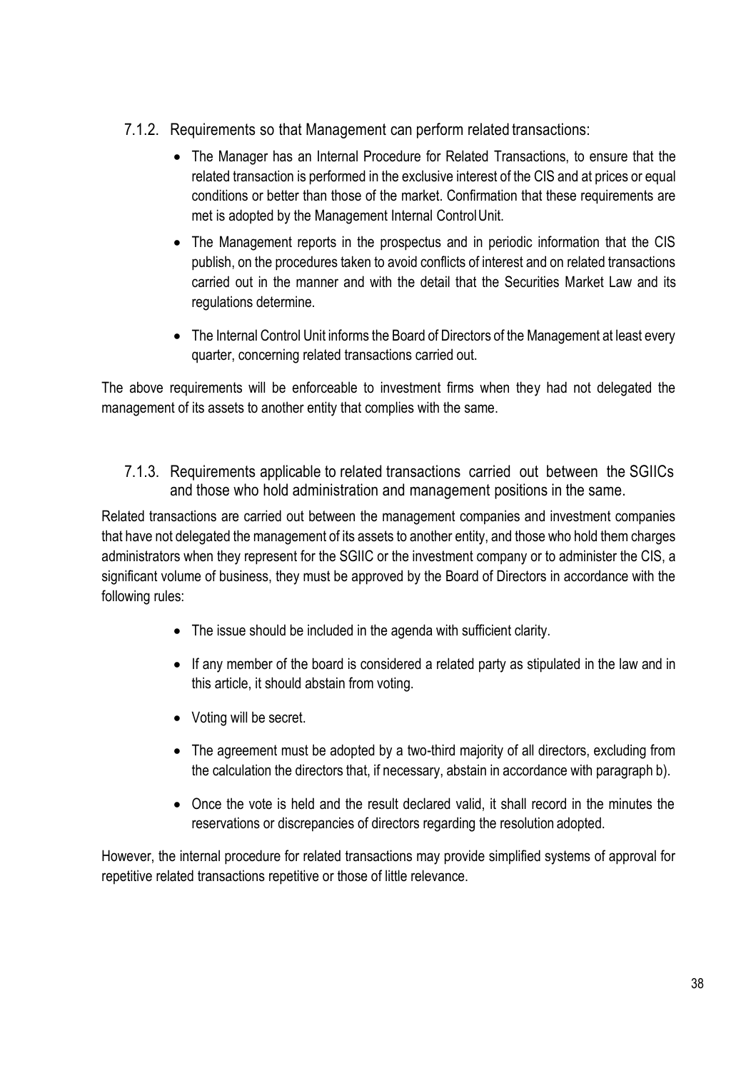### 7.1.2. Requirements so that Management can perform related transactions:

- The Manager has an Internal Procedure for Related Transactions, to ensure that the related transaction is performed in the exclusive interest of the CIS and at prices or equal conditions or better than those of the market. Confirmation that these requirements are met is adopted by the Management Internal Control Unit.
- The Management reports in the prospectus and in periodic information that the CIS publish, on the procedures taken to avoid conflicts of interest and on related transactions carried out in the manner and with the detail that the Securities Market Law and its regulations determine.
- The Internal Control Unit informs the Board of Directors of the Management at least every quarter, concerning related transactions carried out.

The above requirements will be enforceable to investment firms when they had not delegated the management of its assets to another entity that complies with the same.

### 7.1.3. Requirements applicable to related transactions carried out between the SGIICs and those who hold administration and management positions in the same.

Related transactions are carried out between the management companies and investment companies that have not delegated the management of its assets to another entity, and those who hold them charges administrators when they represent for the SGIIC or the investment company or to administer the CIS, a significant volume of business, they must be approved by the Board of Directors in accordance with the following rules:

- The issue should be included in the agenda with sufficient clarity.
- If any member of the board is considered a related party as stipulated in the law and in this article, it should abstain from voting.
- Voting will be secret.
- The agreement must be adopted by a two-third majority of all directors, excluding from the calculation the directors that, if necessary, abstain in accordance with paragraph b).
- Once the vote is held and the result declared valid, it shall record in the minutes the reservations or discrepancies of directors regarding the resolution adopted.

However, the internal procedure for related transactions may provide simplified systems of approval for repetitive related transactions repetitive or those of little relevance.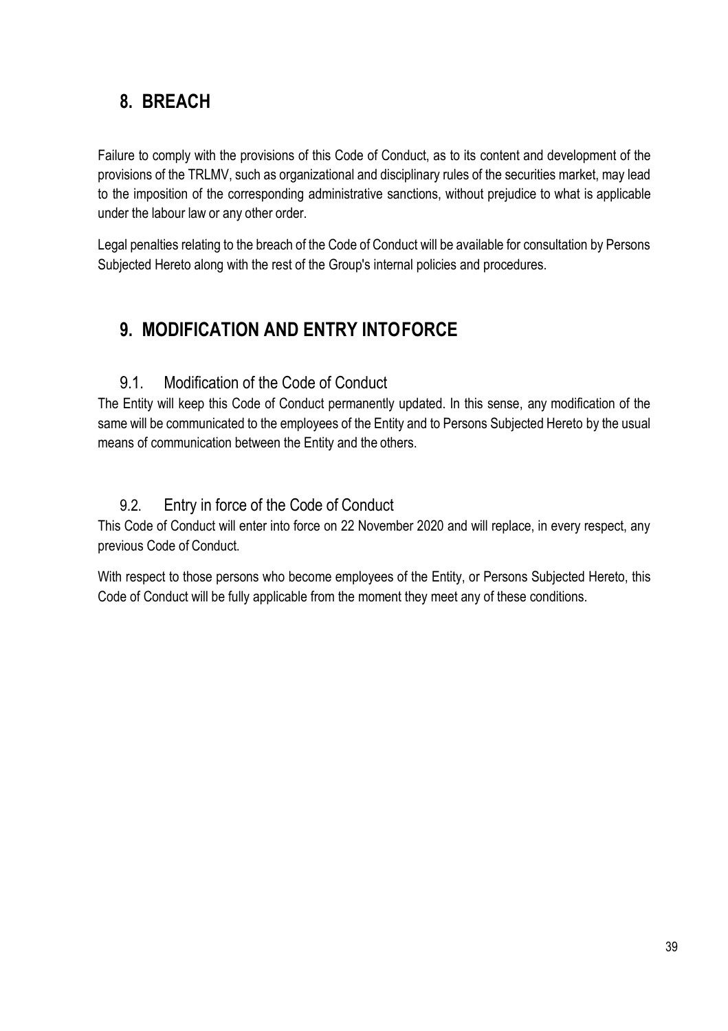## 8. BREACH

Failure to comply with the provisions of this Code of Conduct, as to its content and development of the provisions of the TRLMV, such as organizational and disciplinary rules of the securities market, may lead to the imposition of the corresponding administrative sanctions, without prejudice to what is applicable under the labour law or any other order.

Legal penalties relating to the breach of the Code of Conduct will be available for consultation by Persons Subjected Hereto along with the rest of the Group's internal policies and procedures.

## 9. MODIFICATION AND ENTRY INTOFORCE

### 9.1. Modification of the Code of Conduct

The Entity will keep this Code of Conduct permanently updated. In this sense, any modification of the same will be communicated to the employees of the Entity and to Persons Subjected Hereto by the usual means of communication between the Entity and the others.

### 9.2. Entry in force of the Code of Conduct

This Code of Conduct will enter into force on 22 November 2020 and will replace, in every respect, any previous Code of Conduct.

With respect to those persons who become employees of the Entity, or Persons Subjected Hereto, this Code of Conduct will be fully applicable from the moment they meet any of these conditions.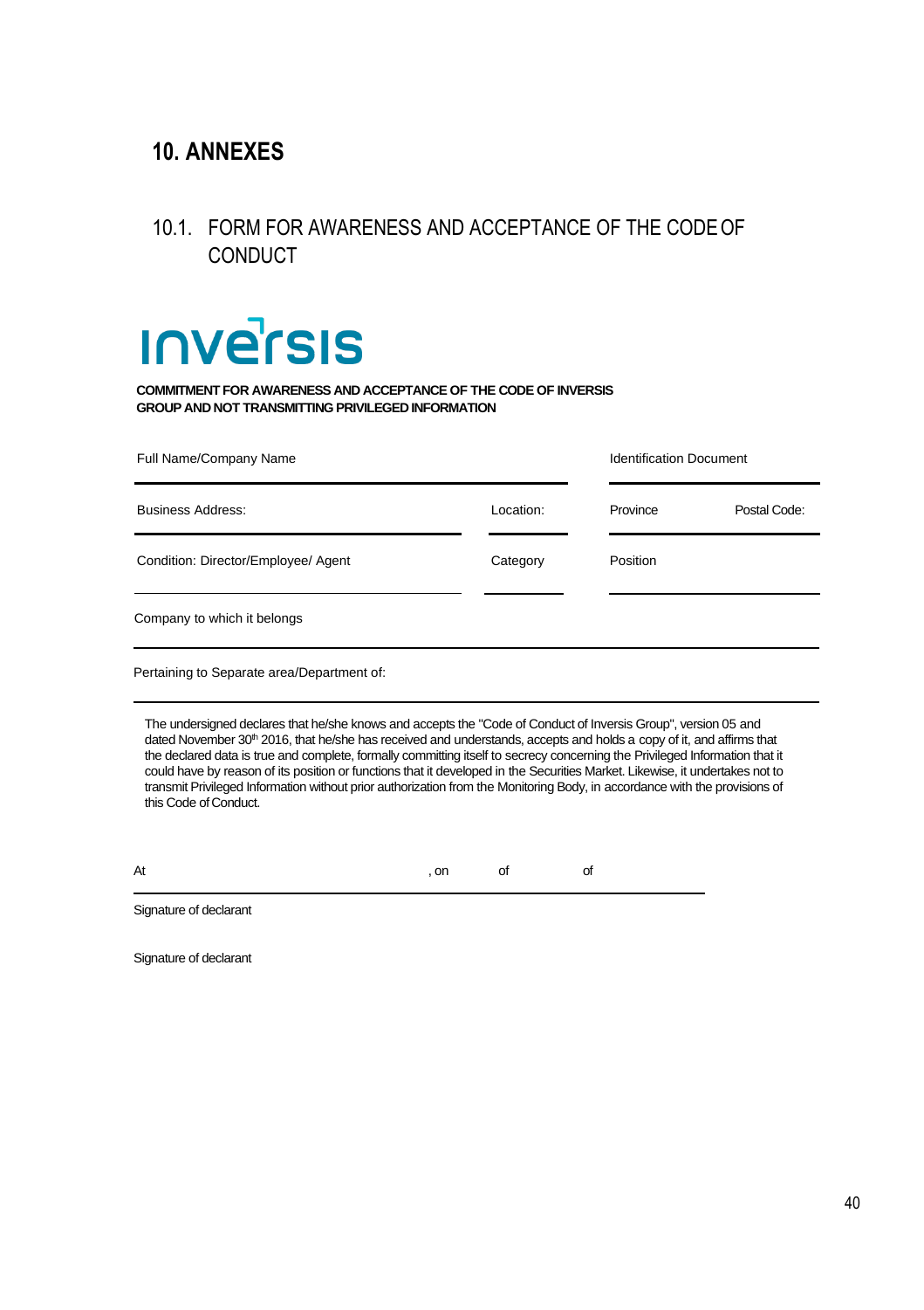# 10. ANNEXES

## 10.1. FORM FOR AWARENESS AND ACCEPTANCE OF THE CODE OF CONDUCT

inversis

**COMMITMENT FOR AWARENESS AND ACCEPTANCE OF THE CODE OF INVERSIS GROUP AND NOT TRANSMITTING PRIVILEGED INFORMATION**

| Full Name/Company Name | | | Identification Document | |
|---|---|---|---|---|
| Business Address: | Location: | | Province | Postal Code: |
| Condition: Director/Employee/ Agent | Category | | Position | |

Company to which it belongs

Pertaining to Separate area/Department of:

The undersigned declares that he/she knows and accepts the "Code of Conduct of Inversis Group", version 05 and dated November 30th 2016, that he/she has received and understands, accepts and holds a copy of it, and affirms that the declared data is true and complete, formally committing itself to secrecy concerning the Privileged Information that it could have by reason of its position or functions that it developed in the Securities Market. Likewise, it undertakes not to transmit Privileged Information without prior authorization from the Monitoring Body, in accordance with the provisions of this Code of Conduct.

At , on of of

Signature of declarant

Signature of declarant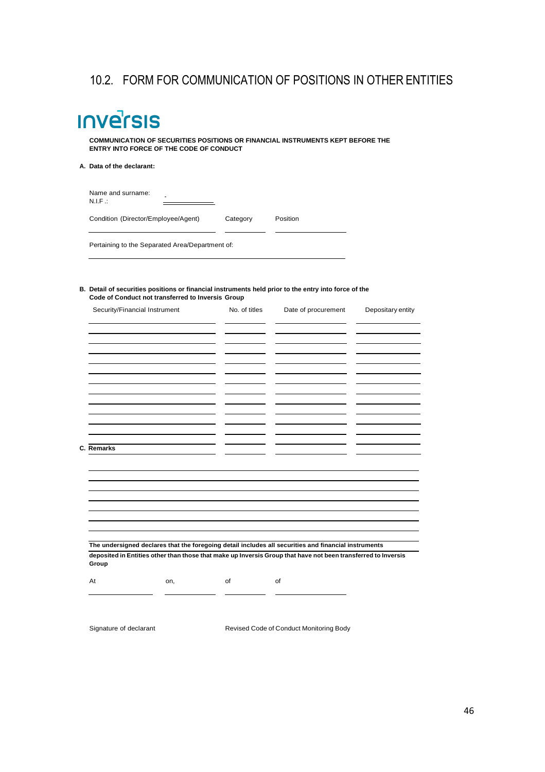## 10.2. FORM FOR COMMUNICATION OF POSITIONS IN OTHER ENTITIES

inversis

**COMMUNICATION OF SECURITIES POSITIONS OR FINANCIAL INSTRUMENTS KEPT BEFORE THE ENTRY INTO FORCE OF THE CODE OF CONDUCT**

**A. Data of the declarant:**

Name and surname:

N.I.F.:

| Condition (Director/Employee/Agent) | Category | Position |
|---|---|---|
| | | |

Pertaining to the Separated Area/Department of:

**B. Detail of securities positions or financial instruments held prior to the entry into force of the Code of Conduct not transferred to Inversis Group**

| Security/Financial Instrument | No. of titles | Date of procurement | Depositary entity |
|---|---|---|---|
| | | | |
| | | | |
| | | | |
| | | | |
| | | | |
| | | | |
| | | | |
| | | | |
| | | | |
| | | | |
| | | | |
| | | | |
| | | | |

**C. Remarks**

**The undersigned declares that the foregoing detail includes all securities and financial instruments deposited in Entities other than those that make up Inversis Group that have not been transferred to Inversis Group**

At ____________ on, ____________ of ____________ of ____________

Signature of declarant

Revised Code of Conduct Monitoring Body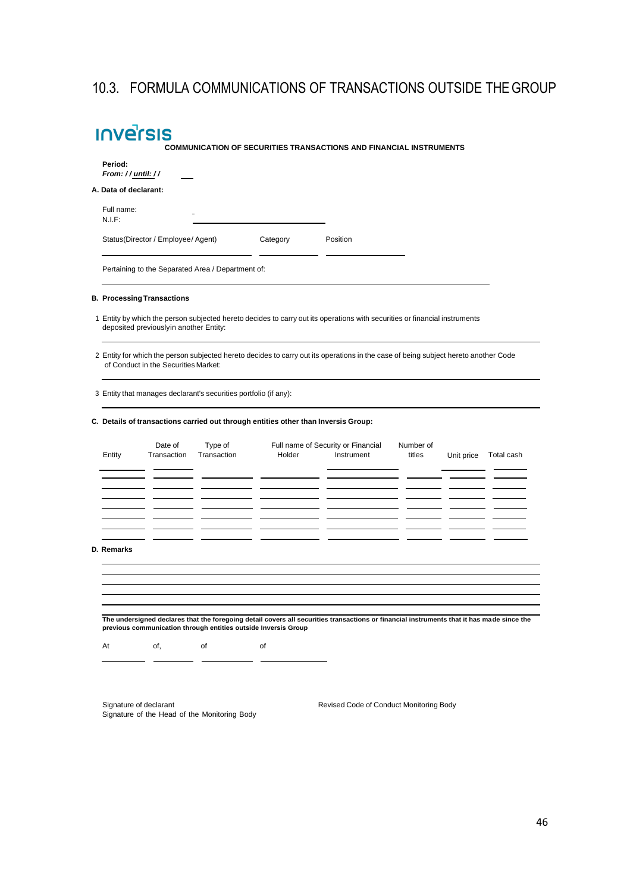## 10.3. FORMULA COMMUNICATIONS OF TRANSACTIONS OUTSIDE THE GROUP

**Inversis**

**COMMUNICATION OF SECURITIES TRANSACTIONS AND FINANCIAL INSTRUMENTS**

**Period:**
***From: / / until: / /***

**A. Data of declarant:**

Full name:
N.I.F:

Status(Director / Employee/ Agent) Category Position

Pertaining to the Separated Area / Department of:

**B. Processing Transactions**

1 Entity by which the person subjected hereto decides to carry out its operations with securities or financial instruments deposited previouslyin another Entity:

2 Entity for which the person subjected hereto decides to carry out its operations in the case of being subject hereto another Code of Conduct in the Securities Market:

3 Entity that manages declarant's securities portfolio (if any):

**C. Details of transactions carried out through entities other than Inversis Group:**

| Entity | Date of Transaction | Type of Transaction | Full name of Security or Financial Holder | Instrument | Number of titles | Unit price | Total cash |
|---|---|---|---|---|---|---|---|
| | | | | | | | |
| | | | | | | | |
| | | | | | | | |
| | | | | | | | |
| | | | | | | | |
| | | | | | | | |

**D. Remarks**

**The undersigned declares that the foregoing detail covers all securities transactions or financial instruments that it has made since the previous communication through entities outside Inversis Group**

At of, of of

Signature of declarant
Signature of the Head of the Monitoring Body

Revised Code of Conduct Monitoring Body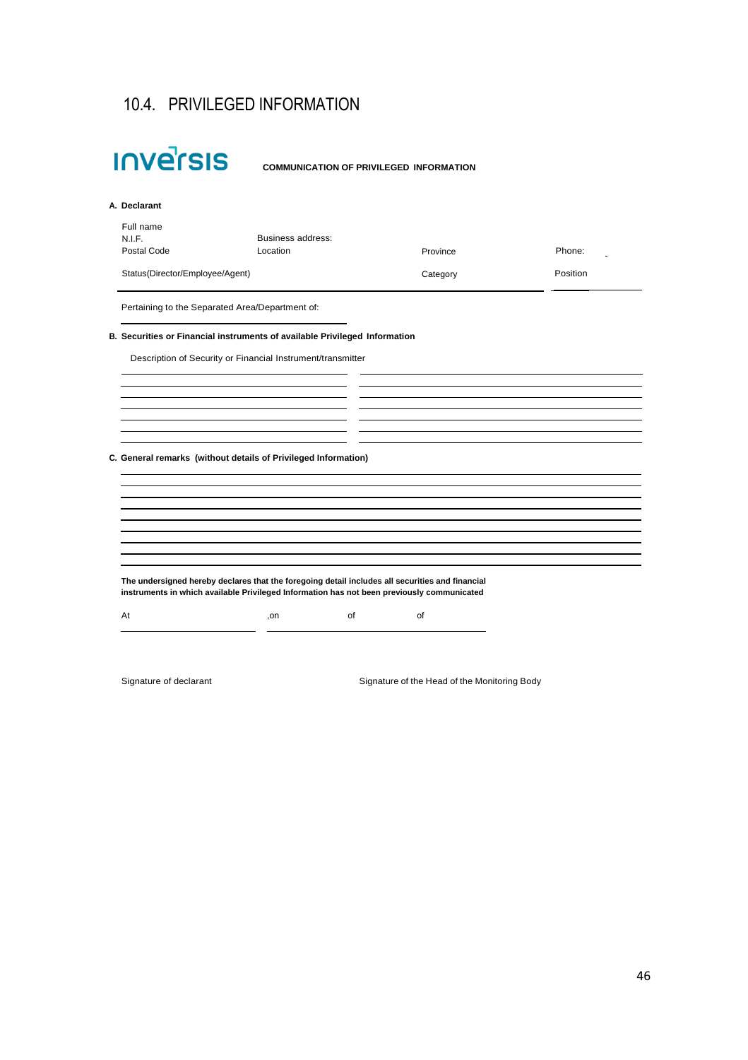## 10.4. PRIVILEGED INFORMATION

Inversis

**COMMUNICATION OF PRIVILEGED INFORMATION**

**A. Declarant**

Full name

N.I.F. Business address:

Postal Code Location Province Phone:

Status(Director/Employee/Agent) Category Position

Pertaining to the Separated Area/Department of:

**B. Securities or Financial instruments of available Privileged Information**

Description of Security or Financial Instrument/transmitter

**C. General remarks (without details of Privileged Information)**

**The undersigned hereby declares that the foregoing detail includes all securities and financial instruments in which available Privileged Information has not been previously communicated**

At ,on of of

Signature of declarant Signature of the Head of the Monitoring Body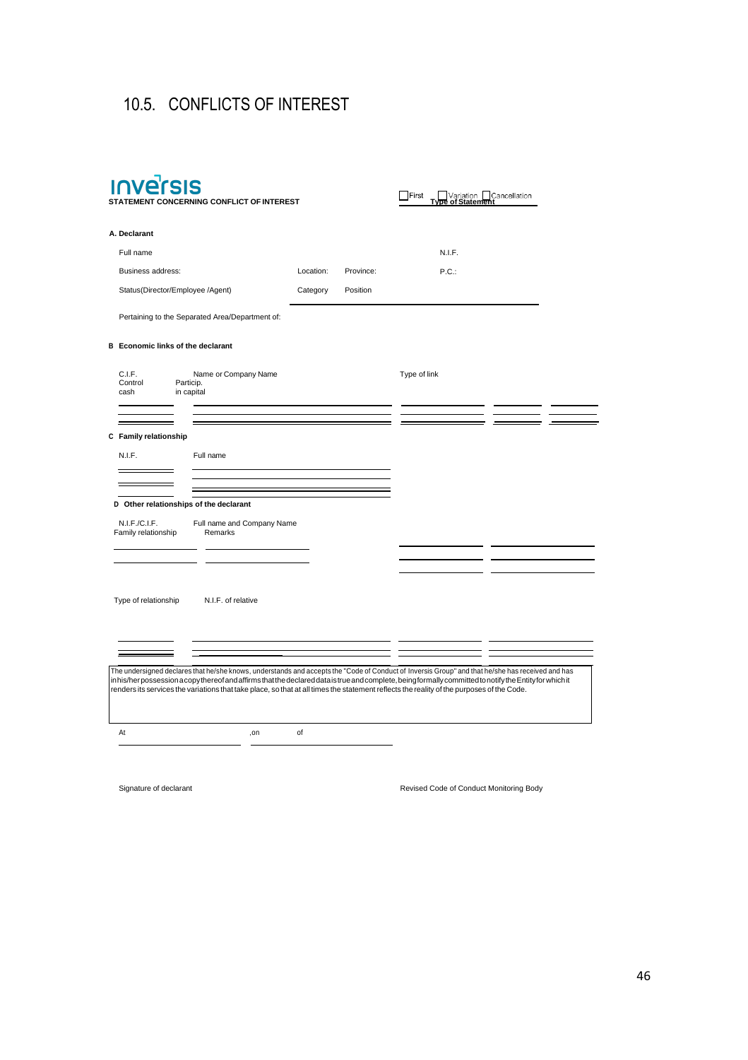## 10.5. CONFLICTS OF INTEREST

**Inversis**

**STATEMENT CONCERNING CONFLICT OF INTEREST**

**Type of Statement** ☐ First ☐ Variation ☐ Cancellation

**A. Declarant**

Full name | N.I.F.

Business address: | Location: | Province: | P.C.:

Status(Director/Employee /Agent) | Category | Position

Pertaining to the Separated Area/Department of:

**B Economic links of the declarant**

| C.I.F. | Name or Company Name | Type of link | | |
|---|---|---|---|---|
| Control cash | Particip. in capital | | | |
| | | | | |
| | | | | |

**C Family relationship**

| N.I.F. | Full name |
|---|---|
| | |
| | |

**D Other relationships of the declarant**

| N.I.F./C.I.F. | Full name and Company Name | | |
|---|---|---|---|
| Family relationship | Remarks | | |
| | | | |
| | | | |

| Type of relationship | N.I.F. of relative | | |
|---|---|---|---|
| | | | |
| | | | |

The undersigned declares that he/she knows, understands and accepts the "Code of Conduct of Inversis Group" and that he/she has received and has in his/her possession a copy thereof and affirms that the declared data is true and complete, being formally committed to notify the Entity for which it renders its services the variations that take place, so that at all times the statement reflects the reality of the purposes of the Code.

At ____________ ,on ____________ of

Signature of declarant

Revised Code of Conduct Monitoring Body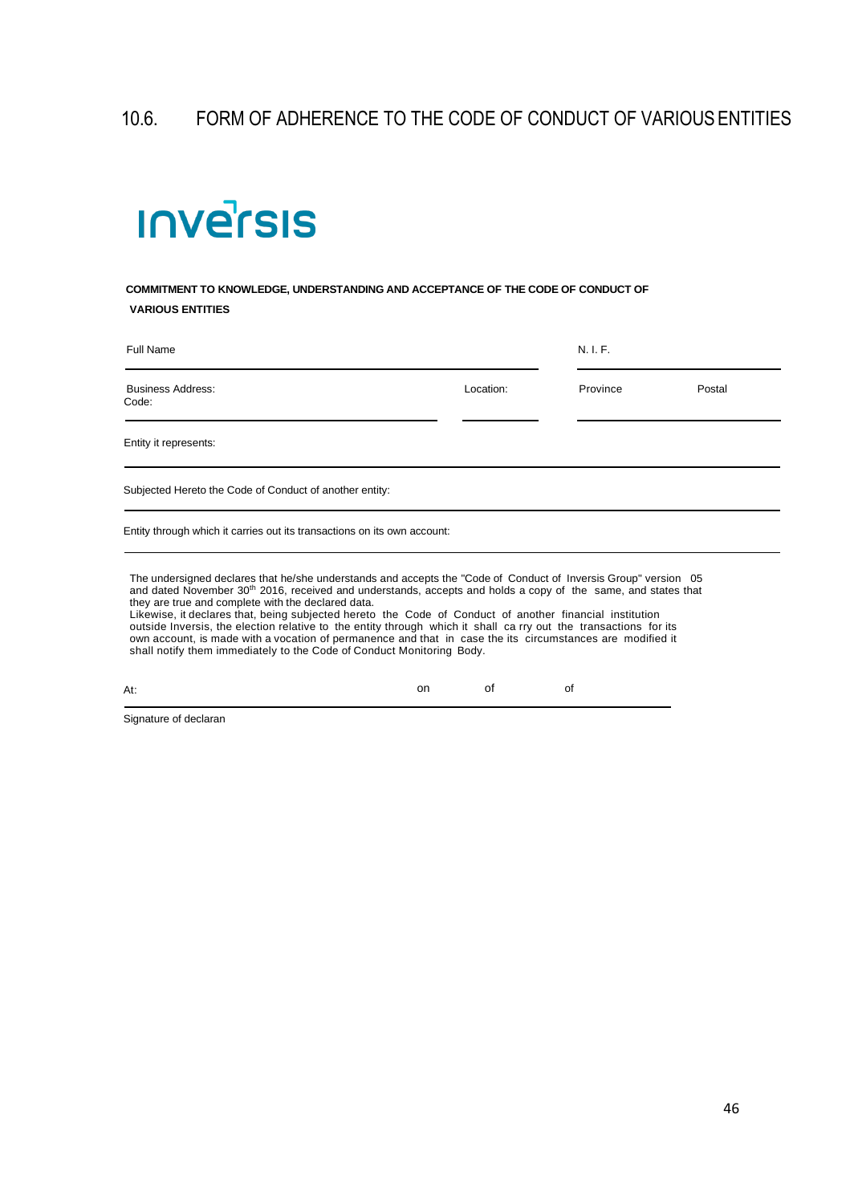## 10.6. FORM OF ADHERENCE TO THE CODE OF CONDUCT OF VARIOUS ENTITIES

Inversis

**COMMITMENT TO KNOWLEDGE, UNDERSTANDING AND ACCEPTANCE OF THE CODE OF CONDUCT OF VARIOUS ENTITIES**

Full Name N. I. F.

Business Address: Location: Province Postal Code:

Entity it represents:

Subjected Hereto the Code of Conduct of another entity:

Entity through which it carries out its transactions on its own account:

The undersigned declares that he/she understands and accepts the "Code of Conduct of Inversis Group" version 05 and dated November 30th 2016, received and understands, accepts and holds a copy of the same, and states that they are true and complete with the declared data.
Likewise, it declares that, being subjected hereto the Code of Conduct of another financial institution outside Inversis, the election relative to the entity through which it shall ca rry out the transactions for its own account, is made with a vocation of permanence and that in case the its circumstances are modified it shall notify them immediately to the Code of Conduct Monitoring Body.

At: on of of

Signature of declaran